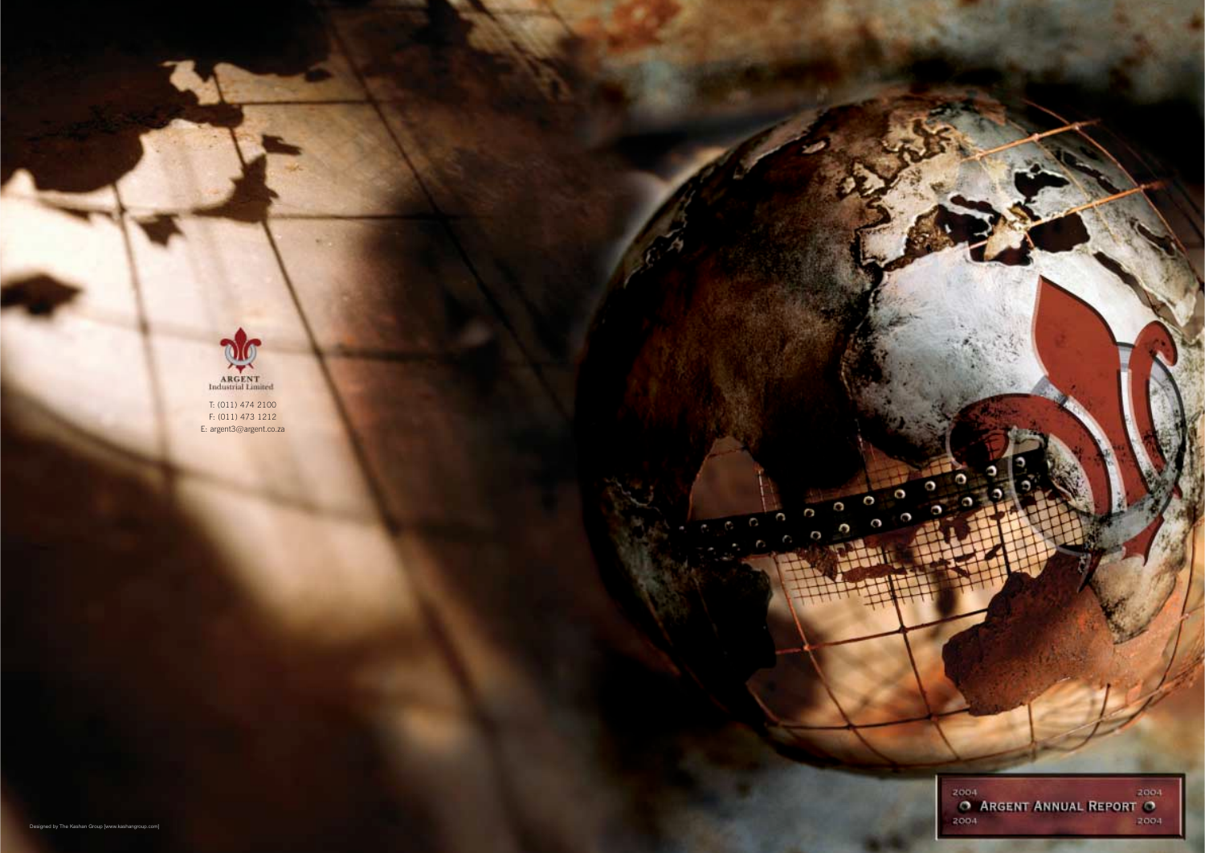**ARGENT**
Industrial Limited

T: (011) 474 2100
F: (011) 473 1212
E: argent3@argent.co.za

2004 2004
ARGENT ANNUAL REPORT
2004 2004

Designed by The Kashan Group [www.kashangroup.com]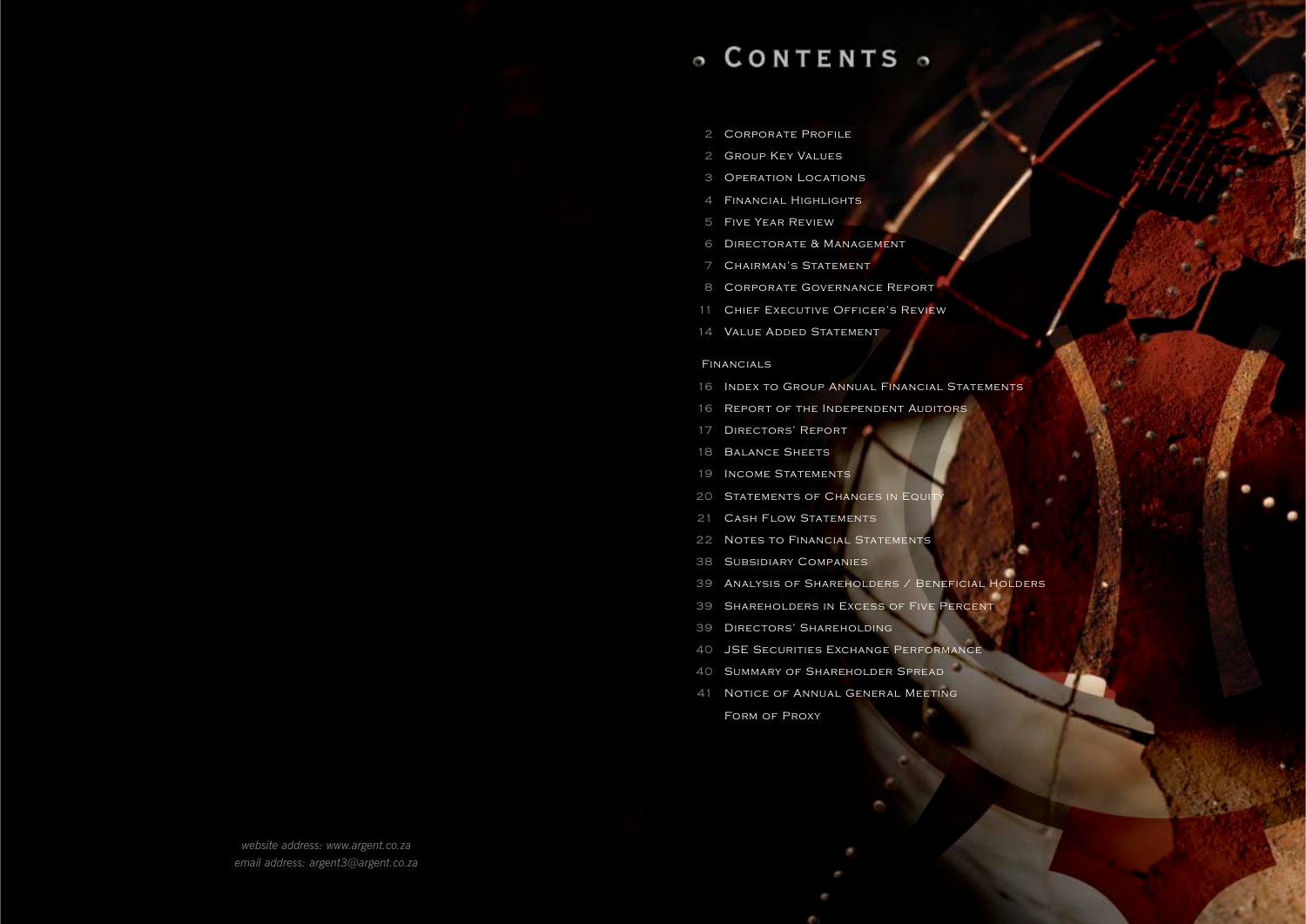# Contents

- 2 Corporate Profile
- 2 Group Key Values
- 3 Operation Locations
- 4 Financial Highlights
- 5 Five Year Review
- 6 Directorate & Management
- 7 Chairman's Statement
- 8 Corporate Governance Report
- 11 Chief Executive Officer's Review
- 14 Value Added Statement

Financials

- 16 Index to Group Annual Financial Statements
- 16 Report of the Independent Auditors
- 17 Directors' Report
- 18 Balance Sheets
- 19 Income Statements
- 20 Statements of Changes in Equity
- 21 Cash Flow Statements
- 22 Notes to Financial Statements
- 38 Subsidiary Companies
- 39 Analysis of Shareholders / Beneficial Holders
- 39 Shareholders in Excess of Five Percent
- 39 Directors' Shareholding
- 40 JSE Securities Exchange Performance
- 40 Summary of Shareholder Spread
- 41 Notice of Annual General Meeting
- Form of Proxy

*website address: www.argent.co.za*
*email address: argent3@argent.co.za*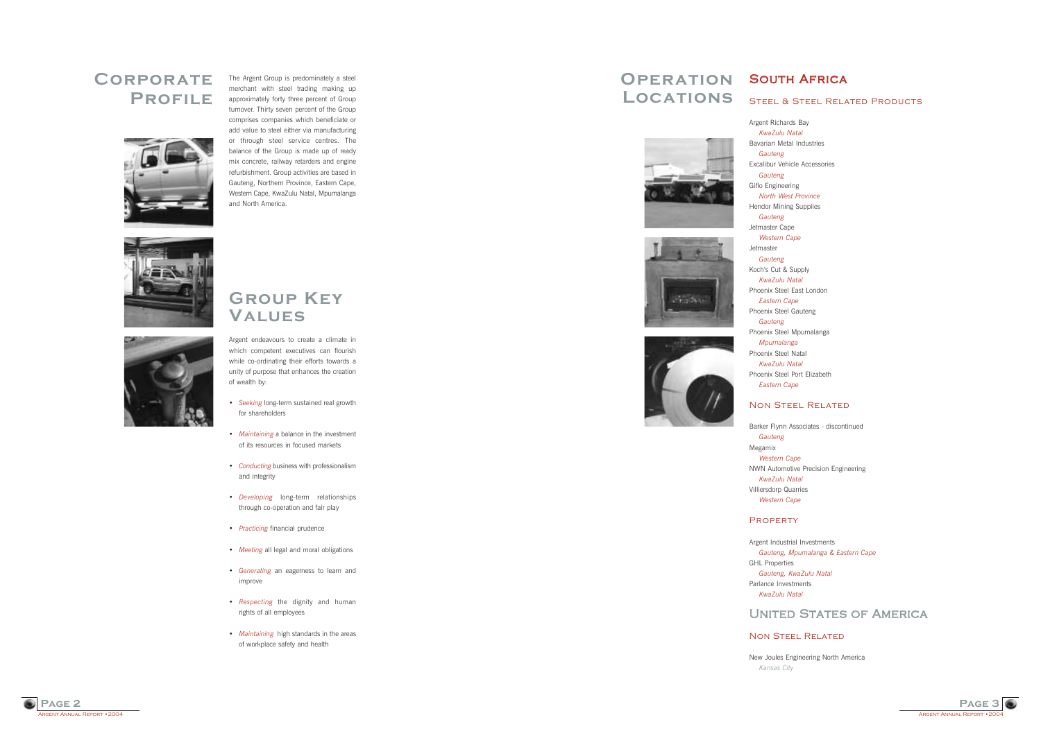# Corporate Profile

The Argent Group is predominately a steel merchant with steel trading making up approximately forty three percent of Group turnover. Thirty seven percent of the Group comprises companies which beneficiate or add value to steel either via manufacturing or through steel service centres. The balance of the Group is made up of ready mix concrete, railway retarders and engine refurbishment. Group activities are based in Gauteng, Northern Province, Eastern Cape, Western Cape, KwaZulu Natal, Mpumalanga and North America.

# Group Key Values

Argent endeavours to create a climate in which competent executives can flourish while co-ordinating their efforts towards a unity of purpose that enhances the creation of wealth by:

- *Seeking* long-term sustained real growth for shareholders
- *Maintaining* a balance in the investment of its resources in focused markets
- *Conducting* business with professionalism and integrity
- *Developing* long-term relationships through co-operation and fair play
- *Practicing* financial prudence
- *Meeting* all legal and moral obligations
- *Generating* an eagerness to learn and improve
- *Respecting* the dignity and human rights of all employees
- *Maintaining* high standards in the areas of workplace safety and health

# Operation Locations

## South Africa

### Steel & Steel Related Products

Argent Richards Bay
*KwaZulu Natal*
Bavarian Metal Industries
*Gauteng*
Excalibur Vehicle Accessories
*Gauteng*
Giflo Engineering
*North West Province*
Hendor Mining Supplies
*Gauteng*
Jetmaster Cape
*Western Cape*
Jetmaster
*Gauteng*
Koch's Cut & Supply
*KwaZulu Natal*
Phoenix Steel East London
*Eastern Cape*
Phoenix Steel Gauteng
*Gauteng*
Phoenix Steel Mpumalanga
*Mpumalanga*
Phoenix Steel Natal
*KwaZulu Natal*
Phoenix Steel Port Elizabeth
*Eastern Cape*

### Non Steel Related

Barker Flynn Associates - discontinued
*Gauteng*
Megamix
*Western Cape*
NWN Automotive Precision Engineering
*KwaZulu Natal*
Villiersdorp Quarries
*Western Cape*

### Property

Argent Industrial Investments
*Gauteng, Mpumalanga & Eastern Cape*
GHL Properties
*Gauteng, KwaZulu Natal*
Parlance Investments
*KwaZulu Natal*

## United States of America

### Non Steel Related

New Joules Engineering North America
*Kansas City*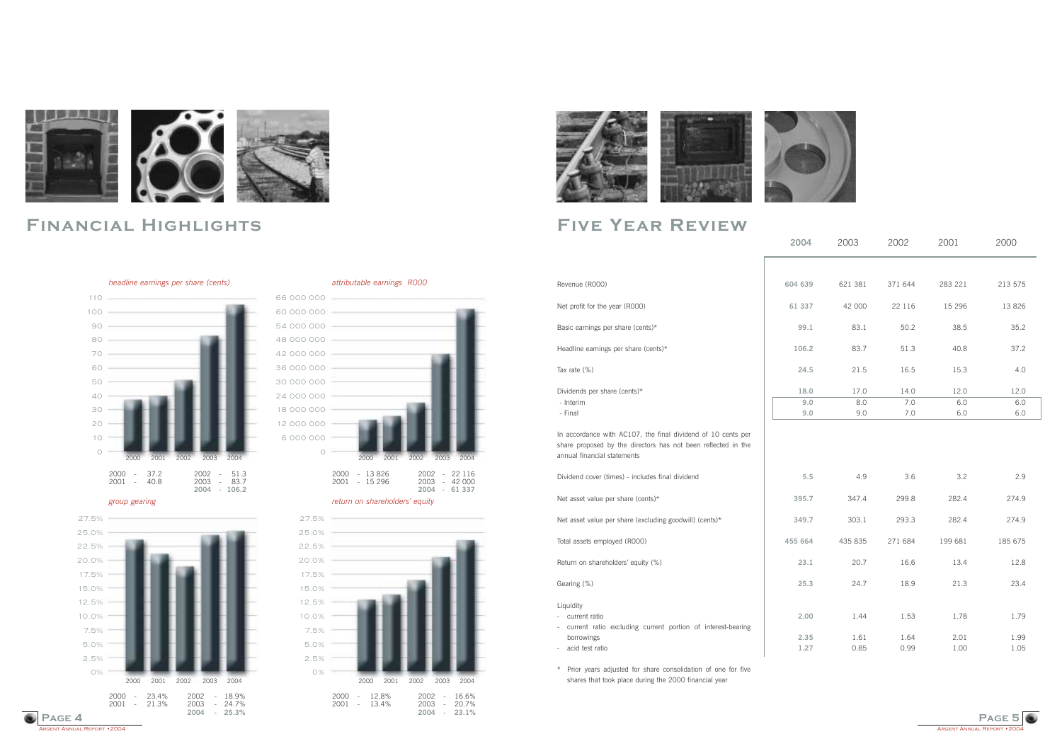# Financial Highlights

*headline earnings per share (cents)*

| 2000 - 37.2 | 2002 - 51.3 |
|---|---|
| 2001 - 40.8 | 2003 - 83.7 |
| | **2004 - 106.2** |

*attributable earnings R000*

| 2000 - 13 826 | 2002 - 22 116 |
|---|---|
| 2001 - 15 296 | 2003 - 42 000 |
| | **2004 - 61 337** |

*group gearing*

| 2000 - 23.4% | 2002 - 18.9% |
|---|---|
| 2001 - 21.3% | 2003 - 24.7% |
| | **2004 - 25.3%** |

*return on shareholders' equity*

| 2000 - 12.8% | 2002 - 16.6% |
|---|---|
| 2001 - 13.4% | 2003 - 20.7% |
| | **2004 - 23.1%** |

# Five Year Review

| | **2004** | 2003 | 2002 | 2001 | 2000 |
|---|---|---|---|---|---|
| Revenue (R000) | **604 639** | 621 381 | 371 644 | 283 221 | 213 575 |
| Net profit for the year (R000) | **61 337** | 42 000 | 22 116 | 15 296 | 13 826 |
| Basic earnings per share (cents)* | **99.1** | 83.1 | 50.2 | 38.5 | 35.2 |
| Headline earnings per share (cents)* | **106.2** | 83.7 | 51.3 | 40.8 | 37.2 |
| Tax rate (%) | **24.5** | 21.5 | 16.5 | 15.3 | 4.0 |
| Dividends per share (cents)* | **18.0** | 17.0 | 14.0 | 12.0 | 12.0 |
| - Interim | **9.0** | 8.0 | 7.0 | 6.0 | 6.0 |
| - Final | **9.0** | 9.0 | 7.0 | 6.0 | 6.0 |
| In accordance with AC107, the final dividend of 10 cents per share proposed by the directors has not been reflected in the annual financial statements | | | | | |
| Dividend cover (times) - includes final dividend | **5.5** | 4.9 | 3.6 | 3.2 | 2.9 |
| Net asset value per share (cents)* | **395.7** | 347.4 | 299.8 | 282.4 | 274.9 |
| Net asset value per share (excluding goodwill) (cents)* | **349.7** | 303.1 | 293.3 | 282.4 | 274.9 |
| Total assets employed (R000) | **455 664** | 435 835 | 271 684 | 199 681 | 185 675 |
| Return on shareholders' equity (%) | **23.1** | 20.7 | 16.6 | 13.4 | 12.8 |
| Gearing (%) | **25.3** | 24.7 | 18.9 | 21.3 | 23.4 |
| Liquidity | | | | | |
| - current ratio | **2.00** | 1.44 | 1.53 | 1.78 | 1.79 |
| - current ratio excluding current portion of interest-bearing borrowings | **2.35** | 1.61 | 1.64 | 2.01 | 1.99 |
| - acid test ratio | **1.27** | 0.85 | 0.99 | 1.00 | 1.05 |

\* Prior years adjusted for share consolidation of one for five shares that took place during the 2000 financial year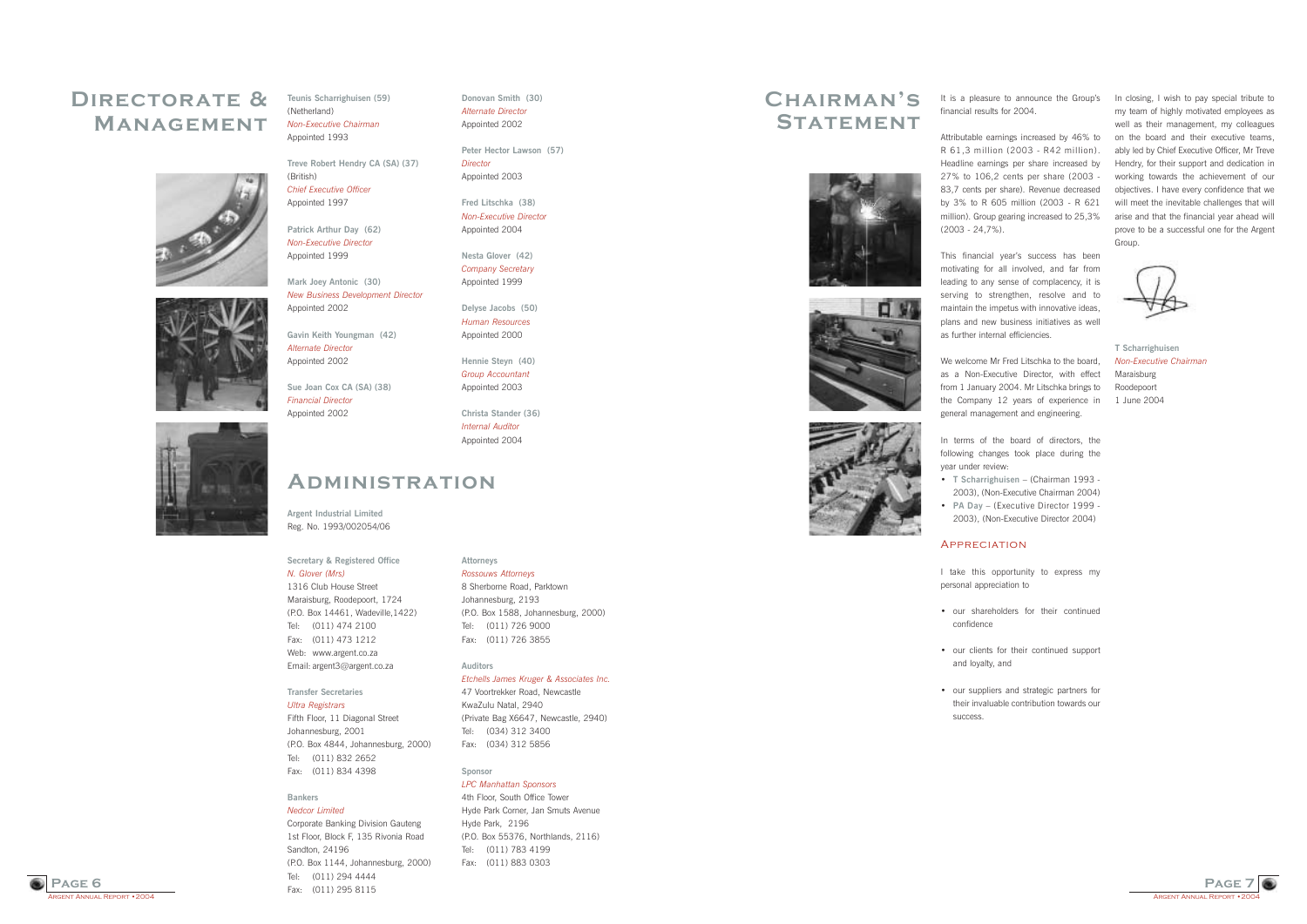# Directorate & Management

**Teunis Scharrighuisen (59)**
(Netherland)
*Non-Executive Chairman*
Appointed 1993

**Treve Robert Hendry CA (SA) (37)**
(British)
*Chief Executive Officer*
Appointed 1997

**Patrick Arthur Day (62)**
*Non-Executive Director*
Appointed 1999

**Mark Joey Antonic (30)**
*New Business Development Director*
Appointed 2002

**Gavin Keith Youngman (42)**
*Alternate Director*
Appointed 2002

**Sue Joan Cox CA (SA) (38)**
*Financial Director*
Appointed 2002

**Donovan Smith (30)**
*Alternate Director*
Appointed 2002

**Peter Hector Lawson (57)**
*Director*
Appointed 2003

**Fred Litschka (38)**
*Non-Executive Director*
Appointed 2004

**Nesta Glover (42)**
*Company Secretary*
Appointed 1999

**Delyse Jacobs (50)**
*Human Resources*
Appointed 2000

**Hennie Steyn (40)**
*Group Accountant*
Appointed 2003

**Christa Stander (36)**
*Internal Auditor*
Appointed 2004

# Administration

**Argent Industrial Limited**
Reg. No. 1993/002054/06

**Secretary & Registered Office**
*N. Glover (Mrs)*
1316 Club House Street
Maraisburg, Roodepoort, 1724
(P.O. Box 14461, Wadeville,1422)
Tel: (011) 474 2100
Fax: (011) 473 1212
Web: www.argent.co.za
Email: argent3@argent.co.za

**Transfer Secretaries**
*Ultra Registrars*
Fifth Floor, 11 Diagonal Street
Johannesburg, 2001
(P.O. Box 4844, Johannesburg, 2000)
Tel: (011) 832 2652
Fax: (011) 834 4398

**Bankers**
*Nedcor Limited*
Corporate Banking Division Gauteng
1st Floor, Block F, 135 Rivonia Road
Sandton, 24196
(P.O. Box 1144, Johannesburg, 2000)
Tel: (011) 294 4444
Fax: (011) 295 8115

**Attorneys**
*Rossouws Attorneys*
8 Sherborne Road, Parktown
Johannesburg, 2193
(P.O. Box 1588, Johannesburg, 2000)
Tel: (011) 726 9000
Fax: (011) 726 3855

**Auditors**
*Etchells James Kruger & Associates Inc.*
47 Voortrekker Road, Newcastle
KwaZulu Natal, 2940
(Private Bag X6647, Newcastle, 2940)
Tel: (034) 312 3400
Fax: (034) 312 5856

**Sponsor**
*LPC Manhattan Sponsors*
4th Floor, South Office Tower
Hyde Park Corner, Jan Smuts Avenue
Hyde Park, 2196
(P.O. Box 55376, Northlands, 2116)
Tel: (011) 783 4199
Fax: (011) 883 0303

# Chairman's Statement

It is a pleasure to announce the Group's financial results for 2004.

Attributable earnings increased by 46% to R 61,3 million (2003 - R42 million). Headline earnings per share increased by 27% to 106,2 cents per share (2003 - 83,7 cents per share). Revenue decreased by 3% to R 605 million (2003 - R 621 million). Group gearing increased to 25,3% (2003 - 24,7%).

This financial year's success has been motivating for all involved, and far from leading to any sense of complacency, it is serving to strengthen, resolve and to maintain the impetus with innovative ideas, plans and new business initiatives as well as further internal efficiencies.

We welcome Mr Fred Litschka to the board, as a Non-Executive Director, with effect from 1 January 2004. Mr Litschka brings to the Company 12 years of experience in general management and engineering.

In terms of the board of directors, the following changes took place during the year under review:

- **T Scharrighuisen** – (Chairman 1993 - 2003), (Non-Executive Chairman 2004)
- **PA Day** – (Executive Director 1999 - 2003), (Non-Executive Director 2004)

## Appreciation

I take this opportunity to express my personal appreciation to

- our shareholders for their continued confidence
- our clients for their continued support and loyalty, and
- our suppliers and strategic partners for their invaluable contribution towards our success.

In closing, I wish to pay special tribute to my team of highly motivated employees as well as their management, my colleagues on the board and their executive teams, ably led by Chief Executive Officer, Mr Treve Hendry, for their support and dedication in working towards the achievement of our objectives. I have every confidence that we will meet the inevitable challenges that will arise and that the financial year ahead will prove to be a successful one for the Argent Group.

**T Scharrighuisen**
*Non-Executive Chairman*
Maraisburg
Roodepoort
1 June 2004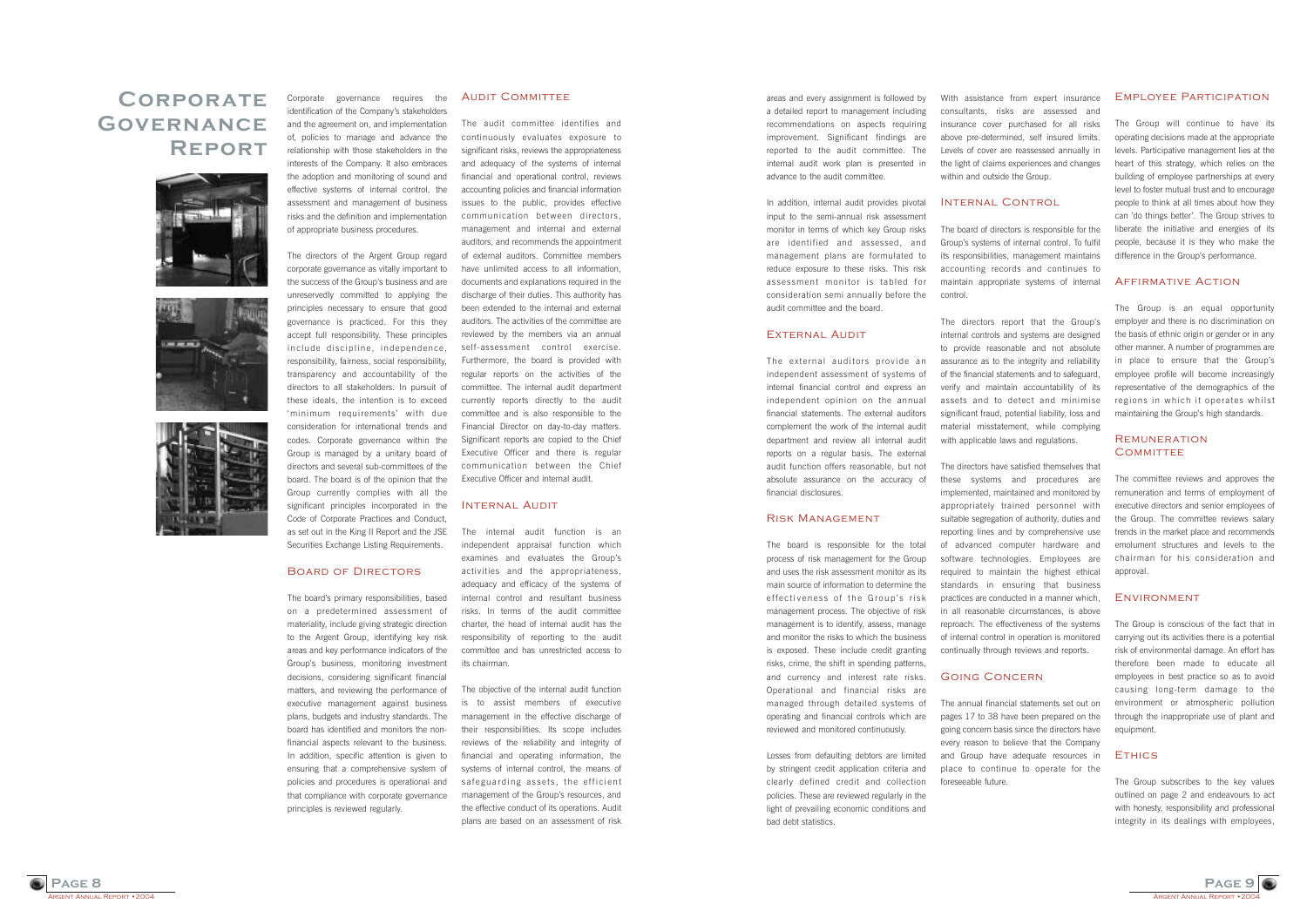# Corporate Governance Report

Corporate governance requires the identification of the Company's stakeholders and the agreement on, and implementation of, policies to manage and advance the relationship with those stakeholders in the interests of the Company. It also embraces the adoption and monitoring of sound and effective systems of internal control, the assessment and management of business risks and the definition and implementation of appropriate business procedures.

The directors of the Argent Group regard corporate governance as vitally important to the success of the Group's business and are unreservedly committed to applying the principles necessary to ensure that good governance is practiced. For this they accept full responsibility. These principles include discipline, independence, responsibility, fairness, social responsibility, transparency and accountability of the directors to all stakeholders. In pursuit of these ideals, the intention is to exceed 'minimum requirements' with due consideration for international trends and codes. Corporate governance within the Group is managed by a unitary board of directors and several sub-committees of the board. The board is of the opinion that the Group currently complies with all the significant principles incorporated in the Code of Corporate Practices and Conduct, as set out in the King II Report and the JSE Securities Exchange Listing Requirements.

## Board of Directors

The board's primary responsibilities, based on a predetermined assessment of materiality, include giving strategic direction to the Argent Group, identifying key risk areas and key performance indicators of the Group's business, monitoring investment decisions, considering significant financial matters, and reviewing the performance of executive management against business plans, budgets and industry standards. The board has identified and monitors the non-financial aspects relevant to the business. In addition, specific attention is given to ensuring that a comprehensive system of policies and procedures is operational and that compliance with corporate governance principles is reviewed regularly.

## Audit Committee

The audit committee identifies and continuously evaluates exposure to significant risks, reviews the appropriateness and adequacy of the systems of internal financial and operational control, reviews accounting policies and financial information issues to the public, provides effective communication between directors, management and internal and external auditors, and recommends the appointment of external auditors. Committee members have unlimited access to all information, documents and explanations required in the discharge of their duties. This authority has been extended to the internal and external auditors. The activities of the committee are reviewed by the members via an annual self-assessment control exercise. Furthermore, the board is provided with regular reports on the activities of the committee. The internal audit department currently reports directly to the audit committee and is also responsible to the Financial Director on day-to-day matters. Significant reports are copied to the Chief Executive Officer and there is regular communication between the Chief Executive Officer and internal audit.

## Internal Audit

The internal audit function is an independent appraisal function which examines and evaluates the Group's activities and the appropriateness, adequacy and efficacy of the systems of internal control and resultant business risks. In terms of the audit committee charter, the head of internal audit has the responsibility of reporting to the audit committee and has unrestricted access to its chairman.

The objective of the internal audit function is to assist members of executive management in the effective discharge of their responsibilities. Its scope includes reviews of the reliability and integrity of financial and operating information, the systems of internal control, the means of safeguarding assets, the efficient management of the Group's resources, and the effective conduct of its operations. Audit plans are based on an assessment of risk areas and every assignment is followed by a detailed report to management including recommendations on aspects requiring improvement. Significant findings are reported to the audit committee. The internal audit work plan is presented in advance to the audit committee.

In addition, internal audit provides pivotal input to the semi-annual risk assessment monitor in terms of which key Group risks are identified and assessed, and management plans are formulated to reduce exposure to these risks. This risk assessment monitor is tabled for consideration semi annually before the audit committee and the board.

## External Audit

The external auditors provide an independent assessment of systems of internal financial control and express an independent opinion on the annual financial statements. The external auditors complement the work of the internal audit department and review all internal audit reports on a regular basis. The external audit function offers reasonable, but not absolute assurance on the accuracy of financial disclosures.

## Risk Management

The board is responsible for the total process of risk management for the Group and uses the risk assessment monitor as its main source of information to determine the effectiveness of the Group's risk management process. The objective of risk management is to identify, assess, manage and monitor the risks to which the business is exposed. These include credit granting risks, crime, the shift in spending patterns, and currency and interest rate risks. Operational and financial risks are managed through detailed systems of operating and financial controls which are reviewed and monitored continuously.

Losses from defaulting debtors are limited by stringent credit application criteria and clearly defined credit and collection policies. These are reviewed regularly in the light of prevailing economic conditions and bad debt statistics.

With assistance from expert insurance consultants, risks are assessed and insurance cover purchased for all risks above pre-determined, self insured limits. Levels of cover are reassessed annually in the light of claims experiences and changes within and outside the Group.

## Internal Control

The board of directors is responsible for the Group's systems of internal control. To fulfil its responsibilities, management maintains accounting records and continues to maintain appropriate systems of internal control.

The directors report that the Group's internal controls and systems are designed to provide reasonable and not absolute assurance as to the integrity and reliability of the financial statements and to safeguard, verify and maintain accountability of its assets and to detect and minimise significant fraud, potential liability, loss and material misstatement, while complying with applicable laws and regulations.

The directors have satisfied themselves that these systems and procedures are implemented, maintained and monitored by appropriately trained personnel with suitable segregation of authority, duties and reporting lines and by comprehensive use of advanced computer hardware and software technologies. Employees are required to maintain the highest ethical standards in ensuring that business practices are conducted in a manner which, in all reasonable circumstances, is above reproach. The effectiveness of the systems of internal control in operation is monitored continually through reviews and reports.

## Going Concern

The annual financial statements set out on pages 17 to 38 have been prepared on the going concern basis since the directors have every reason to believe that the Company and Group have adequate resources in place to continue to operate for the foreseeable future.

## Employee Participation

The Group will continue to have its operating decisions made at the appropriate levels. Participative management lies at the heart of this strategy, which relies on the building of employee partnerships at every level to foster mutual trust and to encourage people to think at all times about how they can 'do things better'. The Group strives to liberate the initiative and energies of its people, because it is they who make the difference in the Group's performance.

## Affirmative Action

The Group is an equal opportunity employer and there is no discrimination on the basis of ethnic origin or gender or in any other manner. A number of programmes are in place to ensure that the Group's employee profile will become increasingly representative of the demographics of the regions in which it operates whilst maintaining the Group's high standards.

## Remuneration Committee

The committee reviews and approves the remuneration and terms of employment of executive directors and senior employees of the Group. The committee reviews salary trends in the market place and recommends emolument structures and levels to the chairman for his consideration and approval.

## Environment

The Group is conscious of the fact that in carrying out its activities there is a potential risk of environmental damage. An effort has therefore been made to educate all employees in best practice so as to avoid causing long-term damage to the environment or atmospheric pollution through the inappropriate use of plant and equipment.

## Ethics

The Group subscribes to the key values outlined on page 2 and endeavours to act with honesty, responsibility and professional integrity in its dealings with employees,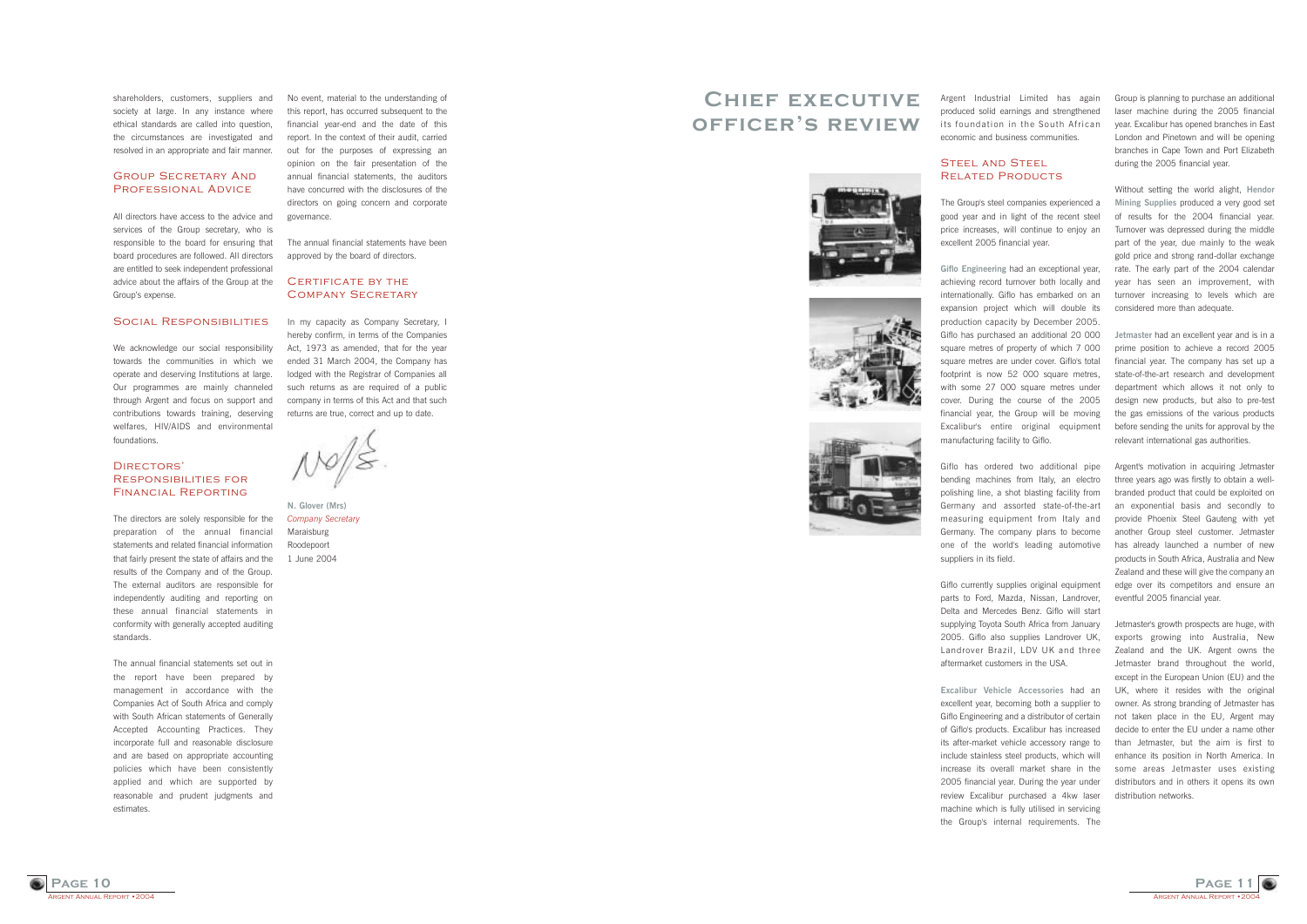shareholders, customers, suppliers and society at large. In any instance where ethical standards are called into question, the circumstances are investigated and resolved in an appropriate and fair manner.

## Group Secretary And Professional Advice

All directors have access to the advice and services of the Group secretary, who is responsible to the board for ensuring that board procedures are followed. All directors are entitled to seek independent professional advice about the affairs of the Group at the Group's expense.

## Social Responsibilities

We acknowledge our social responsibility towards the communities in which we operate and deserving Institutions at large. Our programmes are mainly channeled through Argent and focus on support and contributions towards training, deserving welfares, HIV/AIDS and environmental foundations.

## Directors' Responsibilities for Financial Reporting

The directors are solely responsible for the preparation of the annual financial statements and related financial information that fairly present the state of affairs and the results of the Company and of the Group. The external auditors are responsible for independently auditing and reporting on these annual financial statements in conformity with generally accepted auditing standards.

The annual financial statements set out in the report have been prepared by management in accordance with the Companies Act of South Africa and comply with South African statements of Generally Accepted Accounting Practices. They incorporate full and reasonable disclosure and are based on appropriate accounting policies which have been consistently applied and which are supported by reasonable and prudent judgments and estimates.

No event, material to the understanding of this report, has occurred subsequent to the financial year-end and the date of this report. In the context of their audit, carried out for the purposes of expressing an opinion on the fair presentation of the annual financial statements, the auditors have concurred with the disclosures of the directors on going concern and corporate governance.

The annual financial statements have been approved by the board of directors.

## Certificate by the Company Secretary

In my capacity as Company Secretary, I hereby confirm, in terms of the Companies Act, 1973 as amended, that for the year ended 31 March 2004, the Company has lodged with the Registrar of Companies all such returns as are required of a public company in terms of this Act and that such returns are true, correct and up to date.

**N. Glover (Mrs)**
*Company Secretary*
Maraisburg
Roodepoort
1 June 2004

# Chief executive officer's review

Argent Industrial Limited has again produced solid earnings and strengthened its foundation in the South African economic and business communities.

## Steel and Steel Related Products

The Group's steel companies experienced a good year and in light of the recent steel price increases, will continue to enjoy an excellent 2005 financial year.

**Giflo Engineering** had an exceptional year, achieving record turnover both locally and internationally. Giflo has embarked on an expansion project which will double its production capacity by December 2005. Giflo has purchased an additional 20 000 square metres of property of which 7 000 square metres are under cover. Giflo's total footprint is now 52 000 square metres, with some 27 000 square metres under cover. During the course of the 2005 financial year, the Group will be moving Excalibur's entire original equipment manufacturing facility to Giflo.

Giflo has ordered two additional pipe bending machines from Italy, an electro polishing line, a shot blasting facility from Germany and assorted state-of-the-art measuring equipment from Italy and Germany. The company plans to become one of the world's leading automotive suppliers in its field.

Giflo currently supplies original equipment parts to Ford, Mazda, Nissan, Landrover, Delta and Mercedes Benz. Giflo will start supplying Toyota South Africa from January 2005. Giflo also supplies Landrover UK, Landrover Brazil, LDV UK and three aftermarket customers in the USA.

**Excalibur Vehicle Accessories** had an excellent year, becoming both a supplier to Giflo Engineering and a distributor of certain of Giflo's products. Excalibur has increased its after-market vehicle accessory range to include stainless steel products, which will increase its overall market share in the 2005 financial year. During the year under review Excalibur purchased a 4kw laser machine which is fully utilised in servicing the Group's internal requirements. The Group is planning to purchase an additional laser machine during the 2005 financial year. Excalibur has opened branches in East London and Pinetown and will be opening branches in Cape Town and Port Elizabeth during the 2005 financial year.

Without setting the world alight, **Hendor Mining Supplies** produced a very good set of results for the 2004 financial year. Turnover was depressed during the middle part of the year, due mainly to the weak gold price and strong rand-dollar exchange rate. The early part of the 2004 calendar year has seen an improvement, with turnover increasing to levels which are considered more than adequate.

**Jetmaster** had an excellent year and is in a prime position to achieve a record 2005 financial year. The company has set up a state-of-the-art research and development department which allows it not only to design new products, but also to pre-test the gas emissions of the various products before sending the units for approval by the relevant international gas authorities.

Argent's motivation in acquiring Jetmaster three years ago was firstly to obtain a well-branded product that could be exploited on an exponential basis and secondly to provide Phoenix Steel Gauteng with yet another Group steel customer. Jetmaster has already launched a number of new products in South Africa, Australia and New Zealand and these will give the company an edge over its competitors and ensure an eventful 2005 financial year.

Jetmaster's growth prospects are huge, with exports growing into Australia, New Zealand and the UK. Argent owns the Jetmaster brand throughout the world, except in the European Union (EU) and the UK, where it resides with the original owner. As strong branding of Jetmaster has not taken place in the EU, Argent may decide to enter the EU under a name other than Jetmaster, but the aim is first to enhance its position in North America. In some areas Jetmaster uses existing distributors and in others it opens its own distribution networks.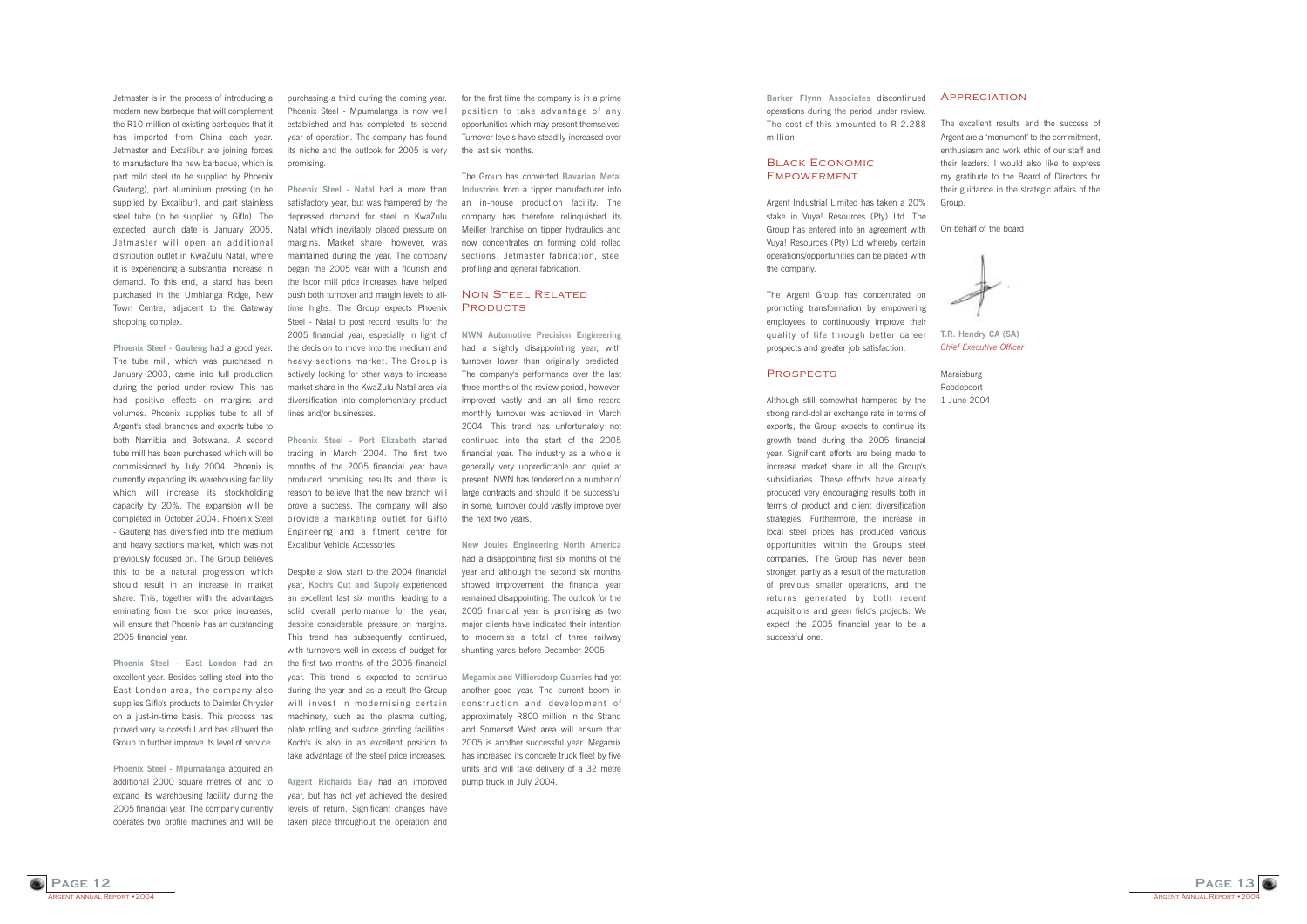Jetmaster is in the process of introducing a modern new barbeque that will complement the R10-million of existing barbeques that it has imported from China each year. Jetmaster and Excalibur are joining forces to manufacture the new barbeque, which is part mild steel (to be supplied by Phoenix Gauteng), part aluminium pressing (to be supplied by Excalibur), and part stainless steel tube (to be supplied by Giflo). The expected launch date is January 2005. Jetmaster will open an additional distribution outlet in KwaZulu Natal, where it is experiencing a substantial increase in demand. To this end, a stand has been purchased in the Umhlanga Ridge, New Town Centre, adjacent to the Gateway shopping complex.

**Phoenix Steel - Gauteng** had a good year. The tube mill, which was purchased in January 2003, came into full production during the period under review. This has had positive effects on margins and volumes. Phoenix supplies tube to all of Argent's steel branches and exports tube to both Namibia and Botswana. A second tube mill has been purchased which will be commissioned by July 2004. Phoenix is currently expanding its warehousing facility which will increase its stockholding capacity by 20%. The expansion will be completed in October 2004. Phoenix Steel - Gauteng has diversified into the medium and heavy sections market, which was not previously focused on. The Group believes this to be a natural progression which should result in an increase in market share. This, together with the advantages eminating from the Iscor price increases, will ensure that Phoenix has an outstanding 2005 financial year.

**Phoenix Steel - East London** had an excellent year. Besides selling steel into the East London area, the company also supplies Giflo's products to Daimler Chrysler on a just-in-time basis. This process has proved very successful and has allowed the Group to further improve its level of service.

**Phoenix Steel - Mpumalanga** acquired an additional 2000 square metres of land to expand its warehousing facility during the 2005 financial year. The company currently operates two profile machines and will be purchasing a third during the coming year. Phoenix Steel - Mpumalanga is now well established and has completed its second year of operation. The company has found its niche and the outlook for 2005 is very promising.

**Phoenix Steel - Natal** had a more than satisfactory year, but was hampered by the depressed demand for steel in KwaZulu Natal which inevitably placed pressure on margins. Market share, however, was maintained during the year. The company began the 2005 year with a flourish and the Iscor mill price increases have helped push both turnover and margin levels to all-time highs. The Group expects Phoenix Steel - Natal to post record results for the 2005 financial year, especially in light of the decision to move into the medium and heavy sections market. The Group is actively looking for other ways to increase market share in the KwaZulu Natal area via diversification into complementary product lines and/or businesses.

**Phoenix Steel - Port Elizabeth** started trading in March 2004. The first two months of the 2005 financial year have produced promising results and there is reason to believe that the new branch will prove a success. The company will also provide a marketing outlet for Giflo Engineering and a fitment centre for Excalibur Vehicle Accessories.

Despite a slow start to the 2004 financial year, **Koch's Cut and Supply** experienced an excellent last six months, leading to a solid overall performance for the year, despite considerable pressure on margins. This trend has subsequently continued, with turnovers well in excess of budget for the first two months of the 2005 financial year. This trend is expected to continue during the year and as a result the Group will invest in modernising certain machinery, such as the plasma cutting, plate rolling and surface grinding facilities. Koch's is also in an excellent position to take advantage of the steel price increases.

**Argent Richards Bay** had an improved year, but has not yet achieved the desired levels of return. Significant changes have taken place throughout the operation and for the first time the company is in a prime position to take advantage of any opportunities which may present themselves. Turnover levels have steadily increased over the last six months.

The Group has converted **Bavarian Metal Industries** from a tipper manufacturer into an in-house production facility. The company has therefore relinquished its Meiller franchise on tipper hydraulics and now concentrates on forming cold rolled sections, Jetmaster fabrication, steel profiling and general fabrication.

## Non Steel Related Products

**NWN Automotive Precision Engineering** had a slightly disappointing year, with turnover lower than originally predicted. The company's performance over the last three months of the review period, however, improved vastly and an all time record monthly turnover was achieved in March 2004. This trend has unfortunately not continued into the start of the 2005 financial year. The industry as a whole is generally very unpredictable and quiet at present. NWN has tendered on a number of large contracts and should it be successful in some, turnover could vastly improve over the next two years.

**New Joules Engineering North America** had a disappointing first six months of the year and although the second six months showed improvement, the financial year remained disappointing. The outlook for the 2005 financial year is promising as two major clients have indicated their intention to modernise a total of three railway shunting yards before December 2005.

**Megamix and Villiersdorp Quarries** had yet another good year. The current boom in construction and development of approximately R800 million in the Strand and Somerset West area will ensure that 2005 is another successful year. Megamix has increased its concrete truck fleet by five units and will take delivery of a 32 metre pump truck in July 2004.

**Barker Flynn Associates** discontinued operations during the period under review. The cost of this amounted to R 2.288 million.

## Black Economic Empowerment

Argent Industrial Limited has taken a 20% stake in Vuya! Resources (Pty) Ltd. The Group has entered into an agreement with Vuya! Resources (Pty) Ltd whereby certain operations/opportunities can be placed with the company.

The Argent Group has concentrated on promoting transformation by empowering employees to continuously improve their quality of life through better career prospects and greater job satisfaction.

## Prospects

Although still somewhat hampered by the strong rand-dollar exchange rate in terms of exports, the Group expects to continue its growth trend during the 2005 financial year. Significant efforts are being made to increase market share in all the Group's subsidiaries. These efforts have already produced very encouraging results both in terms of product and client diversification strategies. Furthermore, the increase in local steel prices has produced various opportunities within the Group's steel companies. The Group has never been stronger, partly as a result of the maturation of previous smaller operations, and the returns generated by both recent acquisitions and green field's projects. We expect the 2005 financial year to be a successful one.

## Appreciation

The excellent results and the success of Argent are a 'monument' to the commitment, enthusiasm and work ethic of our staff and their leaders. I would also like to express my gratitude to the Board of Directors for their guidance in the strategic affairs of the Group.

On behalf of the board

**T.R. Hendry CA (SA)**
*Chief Executive Officer*

Maraisburg
Roodepoort
1 June 2004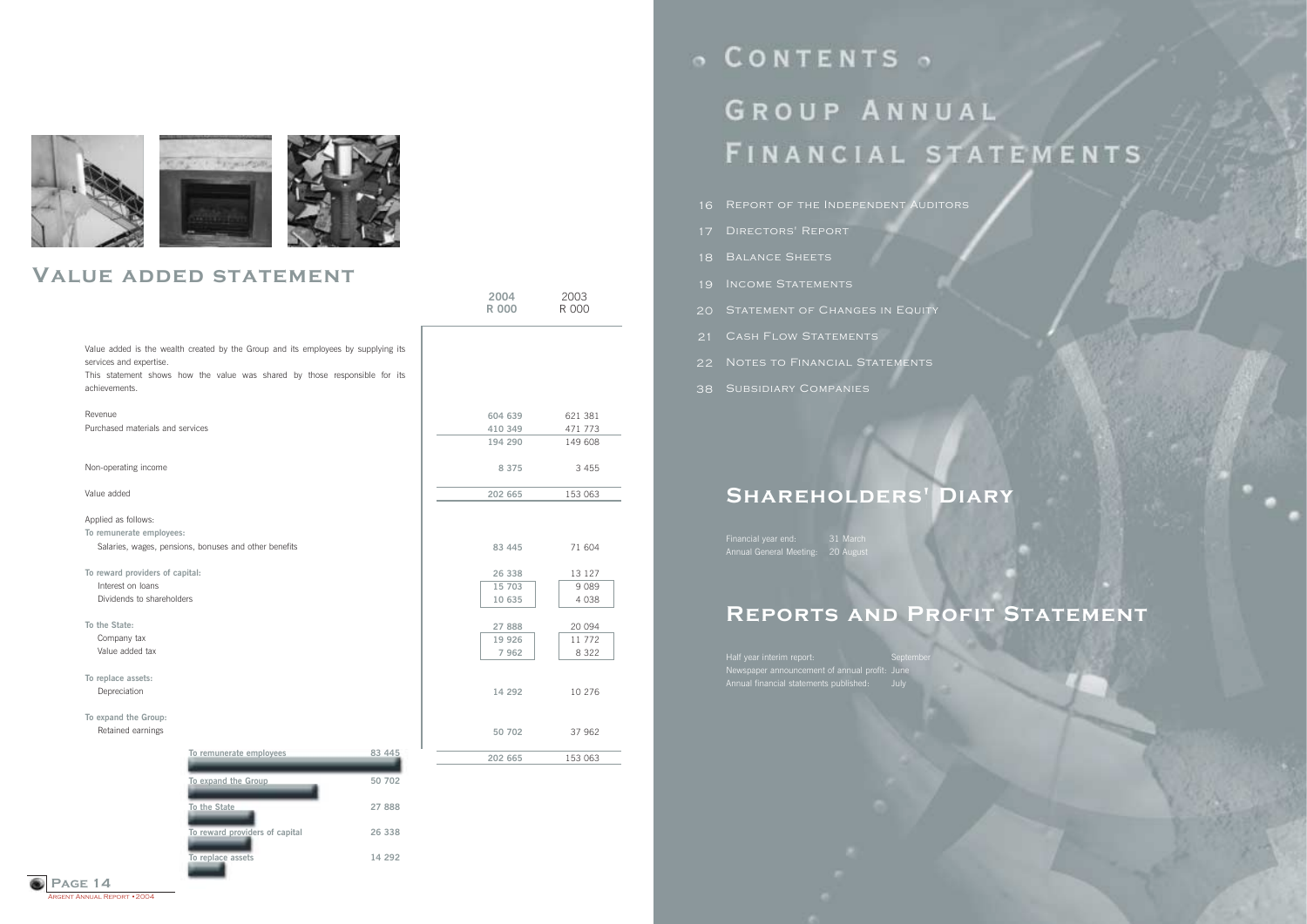# Value added statement

Value added is the wealth created by the Group and its employees by supplying its services and expertise.

This statement shows how the value was shared by those responsible for its achievements.

| | 2004 R 000 | 2003 R 000 |
|---|---|---|
| Revenue | 604 639 | 621 381 |
| Purchased materials and services | 410 349 | 471 773 |
| | 194 290 | 149 608 |
| Non-operating income | 8 375 | 3 455 |
| Value added | 202 665 | 153 063 |
| Applied as follows: | | |
| **To remunerate employees:** | | |
| Salaries, wages, pensions, bonuses and other benefits | 83 445 | 71 604 |
| **To reward providers of capital:** | 26 338 | 13 127 |
| Interest on loans | 15 703 | 9 089 |
| Dividends to shareholders | 10 635 | 4 038 |
| **To the State:** | 27 888 | 20 094 |
| Company tax | 19 926 | 11 772 |
| Value added tax | 7 962 | 8 322 |
| **To replace assets:** | | |
| Depreciation | 14 292 | 10 276 |
| **To expand the Group:** | | |
| Retained earnings | 50 702 | 37 962 |
| | 202 665 | 153 063 |

| | |
|---|---|
| To remunerate employees | 83 445 |
| To expand the Group | 50 702 |
| To the State | 27 888 |
| To reward providers of capital | 26 338 |
| To replace assets | 14 292 |

# Contents

## Group Annual Financial Statements

16 Report of the Independent Auditors

17 Directors' Report

18 Balance Sheets

19 Income Statements

20 Statement of Changes in Equity

21 Cash Flow Statements

22 Notes to Financial Statements

38 Subsidiary Companies

## Shareholders' Diary

Financial year end: 31 March

Annual General Meeting: 20 August

## Reports and Profit Statement

Half year interim report: September

Newspaper announcement of annual profit: June

Annual financial statements published: July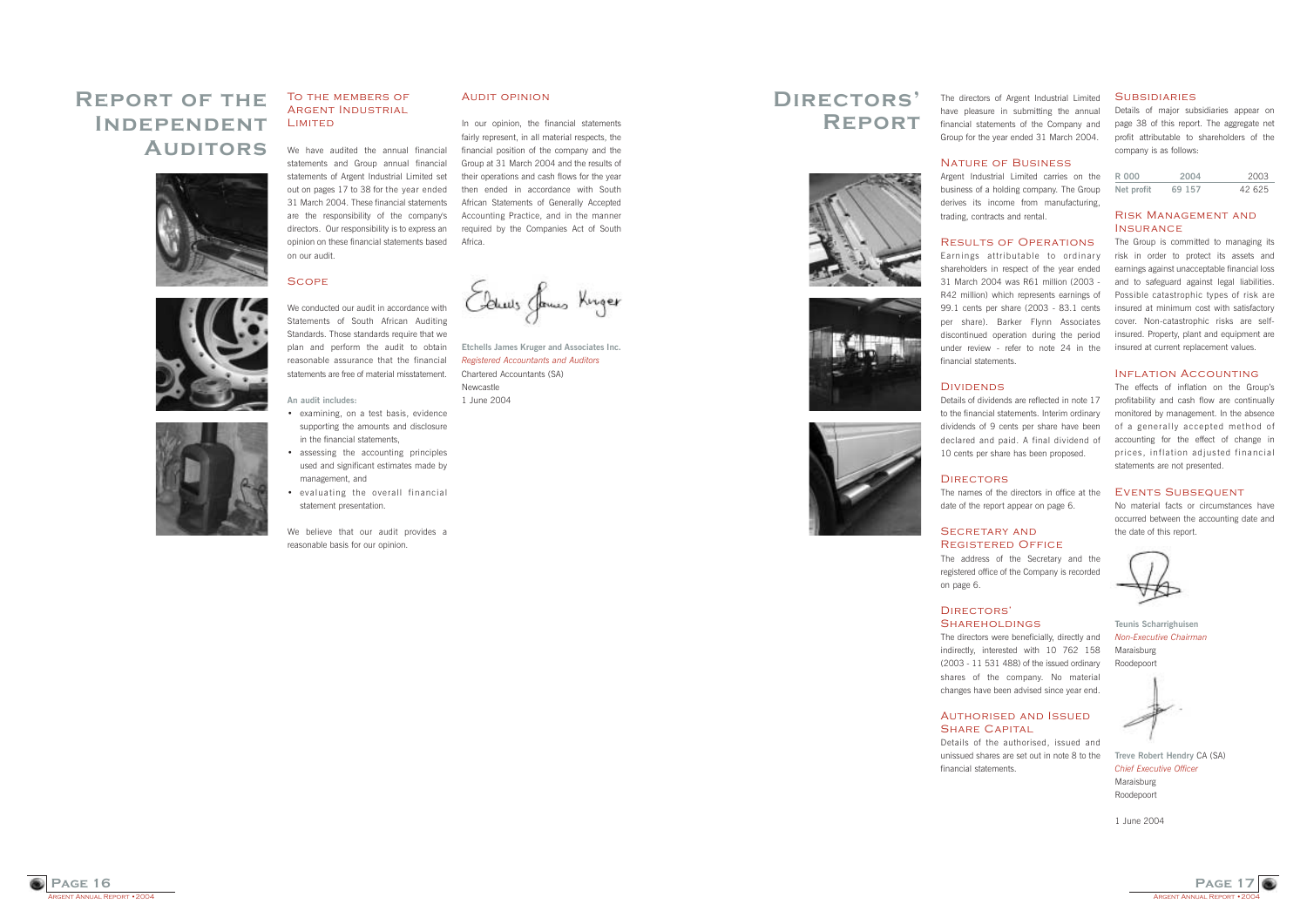# Report of the Independent Auditors

## To the members of Argent Industrial Limited

We have audited the annual financial statements and Group annual financial statements of Argent Industrial Limited set out on pages 17 to 38 for the year ended 31 March 2004. These financial statements are the responsibility of the company's directors. Our responsibility is to express an opinion on these financial statements based on our audit.

## Scope

We conducted our audit in accordance with Statements of South African Auditing Standards. Those standards require that we plan and perform the audit to obtain reasonable assurance that the financial statements are free of material misstatement.

**An audit includes:**

- examining, on a test basis, evidence supporting the amounts and disclosure in the financial statements,
- assessing the accounting principles used and significant estimates made by management, and
- evaluating the overall financial statement presentation.

We believe that our audit provides a reasonable basis for our opinion.

## Audit opinion

In our opinion, the financial statements fairly represent, in all material respects, the financial position of the company and the Group at 31 March 2004 and the results of their operations and cash flows for the year then ended in accordance with South African Statements of Generally Accepted Accounting Practice, and in the manner required by the Companies Act of South Africa.

**Etchells James Kruger and Associates Inc.**
*Registered Accountants and Auditors*
Chartered Accountants (SA)
Newcastle
1 June 2004

# Directors' Report

The directors of Argent Industrial Limited have pleasure in submitting the annual financial statements of the Company and Group for the year ended 31 March 2004.

## Nature of Business

Argent Industrial Limited carries on the business of a holding company. The Group derives its income from manufacturing, trading, contracts and rental.

## Results of Operations

Earnings attributable to ordinary shareholders in respect of the year ended 31 March 2004 was R61 million (2003 - R42 million) which represents earnings of 99.1 cents per share (2003 - 83.1 cents per share). Barker Flynn Associates discontinued operation during the period under review - refer to note 24 in the financial statements.

## Dividends

Details of dividends are reflected in note 17 to the financial statements. Interim ordinary dividends of 9 cents per share have been declared and paid. A final dividend of 10 cents per share has been proposed.

## Directors

The names of the directors in office at the date of the report appear on page 6.

## Secretary and Registered Office

The address of the Secretary and the registered office of the Company is recorded on page 6.

## Directors' Shareholdings

The directors were beneficially, directly and indirectly, interested with 10 762 158 (2003 - 11 531 488) of the issued ordinary shares of the company. No material changes have been advised since year end.

## Authorised and Issued Share Capital

Details of the authorised, issued and unissued shares are set out in note 8 to the financial statements.

## Subsidiaries

Details of major subsidiaries appear on page 38 of this report. The aggregate net profit attributable to shareholders of the company is as follows:

| R 000 | 2004 | 2003 |
|---|---|---|
| Net profit | 69 157 | 42 625 |

## Risk Management and Insurance

The Group is committed to managing its risk in order to protect its assets and earnings against unacceptable financial loss and to safeguard against legal liabilities. Possible catastrophic types of risk are insured at minimum cost with satisfactory cover. Non-catastrophic risks are self-insured. Property, plant and equipment are insured at current replacement values.

## Inflation Accounting

The effects of inflation on the Group's profitability and cash flow are continually monitored by management. In the absence of a generally accepted method of accounting for the effect of change in prices, inflation adjusted financial statements are not presented.

## Events Subsequent

No material facts or circumstances have occurred between the accounting date and the date of this report.

**Teunis Scharrighuisen**
*Non-Executive Chairman*
Maraisburg
Roodepoort

**Treve Robert Hendry** CA (SA)
*Chief Executive Officer*
Maraisburg
Roodepoort

1 June 2004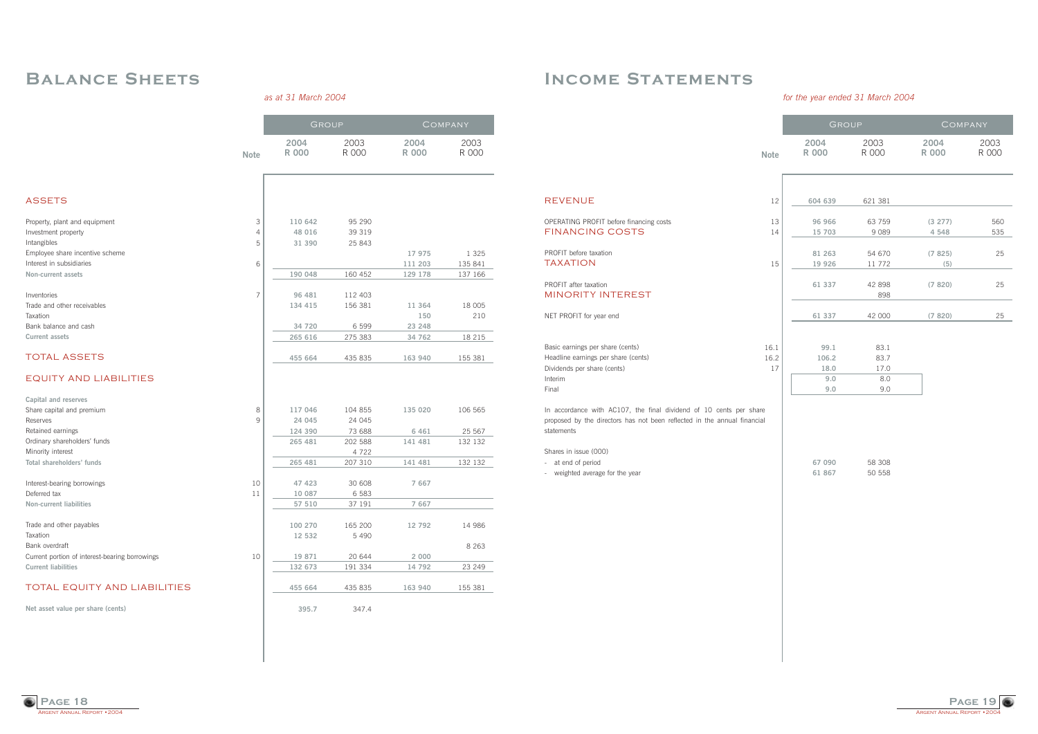# Balance Sheets

*as at 31 March 2004*

| | Note | Group | | Company | |
|---|---|---|---|---|---|
| | | 2004 R 000 | 2003 R 000 | 2004 R 000 | 2003 R 000 |
| **ASSETS** | | | | | |
| Property, plant and equipment | 3 | 110 642 | 95 290 | | |
| Investment property | 4 | 48 016 | 39 319 | | |
| Intangibles | 5 | 31 390 | 25 843 | | |
| Employee share incentive scheme | | | | 17 975 | 1 325 |
| Interest in subsidiaries | 6 | | | 111 203 | 135 841 |
| **Non-current assets** | | 190 048 | 160 452 | 129 178 | 137 166 |
| Inventories | 7 | 96 481 | 112 403 | | |
| Trade and other receivables | | 134 415 | 156 381 | 11 364 | 18 005 |
| Taxation | | | | 150 | 210 |
| Bank balance and cash | | 34 720 | 6 599 | 23 248 | |
| **Current assets** | | 265 616 | 275 383 | 34 762 | 18 215 |
| **TOTAL ASSETS** | | 455 664 | 435 835 | 163 940 | 155 381 |
| **EQUITY AND LIABILITIES** | | | | | |
| **Capital and reserves** | | | | | |
| Share capital and premium | 8 | 117 046 | 104 855 | 135 020 | 106 565 |
| Reserves | 9 | 24 045 | 24 045 | | |
| Retained earnings | | 124 390 | 73 688 | 6 461 | 25 567 |
| Ordinary shareholders' funds | | 265 481 | 202 588 | 141 481 | 132 132 |
| Minority interest | | | 4 722 | | |
| **Total shareholders' funds** | | 265 481 | 207 310 | 141 481 | 132 132 |
| Interest-bearing borrowings | 10 | 47 423 | 30 608 | 7 667 | |
| Deferred tax | 11 | 10 087 | 6 583 | | |
| **Non-current liabilities** | | 57 510 | 37 191 | 7 667 | |
| Trade and other payables | | 100 270 | 165 200 | 12 792 | 14 986 |
| Taxation | | 12 532 | 5 490 | | |
| Bank overdraft | | | | | 8 263 |
| Current portion of interest-bearing borrowings | 10 | 19 871 | 20 644 | 2 000 | |
| **Current liabilities** | | 132 673 | 191 334 | 14 792 | 23 249 |
| **TOTAL EQUITY AND LIABILITIES** | | 455 664 | 435 835 | 163 940 | 155 381 |
| **Net asset value per share (cents)** | | 395.7 | 347.4 | | |

# Income Statements

*for the year ended 31 March 2004*

| | Note | Group | | Company | |
|---|---|---|---|---|---|
| | | 2004 R 000 | 2003 R 000 | 2004 R 000 | 2003 R 000 |
| **REVENUE** | 12 | 604 639 | 621 381 | | |
| OPERATING PROFIT before financing costs | 13 | 96 966 | 63 759 | (3 277) | 560 |
| **FINANCING COSTS** | 14 | 15 703 | 9 089 | 4 548 | 535 |
| PROFIT before taxation | | 81 263 | 54 670 | (7 825) | 25 |
| **TAXATION** | 15 | 19 926 | 11 772 | (5) | |
| PROFIT after taxation | | 61 337 | 42 898 | (7 820) | 25 |
| **MINORITY INTEREST** | | | 898 | | |
| NET PROFIT for year end | | 61 337 | 42 000 | (7 820) | 25 |
| Basic earnings per share (cents) | 16.1 | 99.1 | 83.1 | | |
| Headline earnings per share (cents) | 16.2 | 106.2 | 83.7 | | |
| Dividends per share (cents) | 17 | 18.0 | 17.0 | | |
| Interim | | 9.0 | 8.0 | | |
| Final | | 9.0 | 9.0 | | |

In accordance with AC107, the final dividend of 10 cents per share proposed by the directors has not been reflected in the annual financial statements

| | Group 2004 | Group 2003 |
|---|---|---|
| Shares in issue (000) | | |
| - at end of period | 67 090 | 58 308 |
| - weighted average for the year | 61 867 | 50 558 |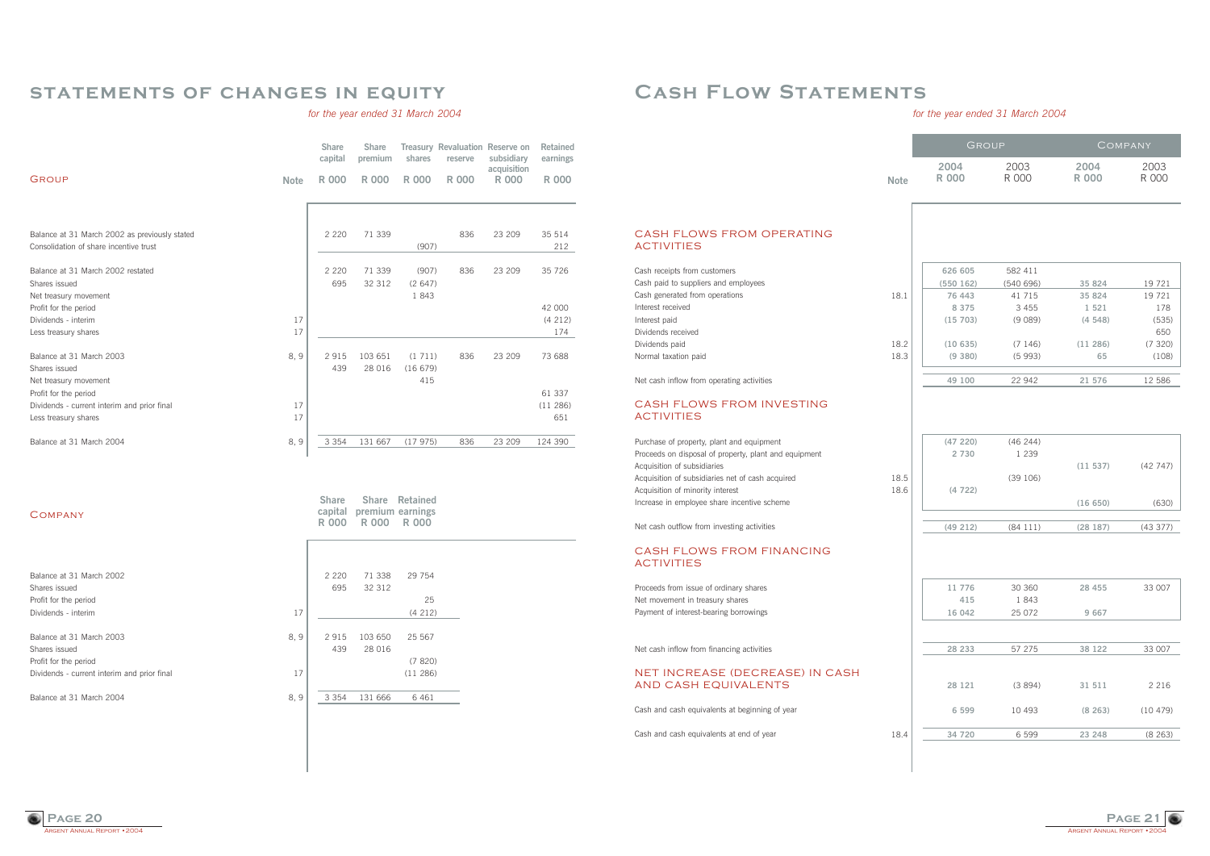# STATEMENTS OF CHANGES IN EQUITY

*for the year ended 31 March 2004*

| GROUP | Note | Share capital R 000 | Share premium R 000 | Treasury shares R 000 | Revaluation reserve R 000 | Reserve on subsidiary acquisition R 000 | Retained earnings R 000 |
|---|---|---|---|---|---|---|---|
| Balance at 31 March 2002 as previously stated | | 2 220 | 71 339 | | 836 | 23 209 | 35 514 |
| Consolidation of share incentive trust | | | | (907) | | | 212 |
| Balance at 31 March 2002 restated | | 2 220 | 71 339 | (907) | 836 | 23 209 | 35 726 |
| Shares issued | | 695 | 32 312 | (2 647) | | | |
| Net treasury movement | | | | 1 843 | | | |
| Profit for the period | | | | | | | 42 000 |
| Dividends - interim | 17 | | | | | | (4 212) |
| Less treasury shares | 17 | | | | | | 174 |
| Balance at 31 March 2003 | 8, 9 | 2 915 | 103 651 | (1 711) | 836 | 23 209 | 73 688 |
| Shares issued | | 439 | 28 016 | (16 679) | | | |
| Net treasury movement | | | | 415 | | | |
| Profit for the period | | | | | | | 61 337 |
| Dividends - current interim and prior final | 17 | | | | | | (11 286) |
| Less treasury shares | 17 | | | | | | 651 |
| Balance at 31 March 2004 | 8, 9 | 3 354 | 131 667 | (17 975) | 836 | 23 209 | 124 390 |

| COMPANY | Note | Share capital R 000 | Share premium R 000 | Retained earnings R 000 |
|---|---|---|---|---|
| Balance at 31 March 2002 | | 2 220 | 71 338 | 29 754 |
| Shares issued | | 695 | 32 312 | |
| Profit for the period | | | | 25 |
| Dividends - interim | 17 | | | (4 212) |
| Balance at 31 March 2003 | 8, 9 | 2 915 | 103 650 | 25 567 |
| Shares issued | | 439 | 28 016 | |
| Profit for the period | | | | (7 820) |
| Dividends - current interim and prior final | 17 | | | (11 286) |
| Balance at 31 March 2004 | 8, 9 | 3 354 | 131 666 | 6 461 |

# CASH FLOW STATEMENTS

*for the year ended 31 March 2004*

| | Note | GROUP 2004 R 000 | GROUP 2003 R 000 | COMPANY 2004 R 000 | COMPANY 2003 R 000 |
|---|---|---|---|---|---|
| **CASH FLOWS FROM OPERATING ACTIVITIES** | | | | | |
| Cash receipts from customers | | 626 605 | 582 411 | | |
| Cash paid to suppliers and employees | | (550 162) | (540 696) | 35 824 | 19 721 |
| Cash generated from operations | 18.1 | 76 443 | 41 715 | 35 824 | 19 721 |
| Interest received | | 8 375 | 3 455 | 1 521 | 178 |
| Interest paid | | (15 703) | (9 089) | (4 548) | (535) |
| Dividends received | | | | | 650 |
| Dividends paid | 18.2 | (10 635) | (7 146) | (11 286) | (7 320) |
| Normal taxation paid | 18.3 | (9 380) | (5 993) | 65 | (108) |
| Net cash inflow from operating activities | | 49 100 | 22 942 | 21 576 | 12 586 |
| **CASH FLOWS FROM INVESTING ACTIVITIES** | | | | | |
| Purchase of property, plant and equipment | | (47 220) | (46 244) | | |
| Proceeds on disposal of property, plant and equipment | | 2 730 | 1 239 | | |
| Acquisition of subsidiaries | | | | (11 537) | (42 747) |
| Acquisition of subsidiaries net of cash acquired | 18.5 | | (39 106) | | |
| Acquisition of minority interest | 18.6 | (4 722) | | | |
| Increase in employee share incentive scheme | | | | (16 650) | (630) |
| Net cash outflow from investing activities | | (49 212) | (84 111) | (28 187) | (43 377) |
| **CASH FLOWS FROM FINANCING ACTIVITIES** | | | | | |
| Proceeds from issue of ordinary shares | | 11 776 | 30 360 | 28 455 | 33 007 |
| Net movement in treasury shares | | 415 | 1 843 | | |
| Payment of interest-bearing borrowings | | 16 042 | 25 072 | 9 667 | |
| Net cash inflow from financing activities | | 28 233 | 57 275 | 38 122 | 33 007 |
| **NET INCREASE (DECREASE) IN CASH AND CASH EQUIVALENTS** | | 28 121 | (3 894) | 31 511 | 2 216 |
| Cash and cash equivalents at beginning of year | | 6 599 | 10 493 | (8 263) | (10 479) |
| Cash and cash equivalents at end of year | 18.4 | 34 720 | 6 599 | 23 248 | (8 263) |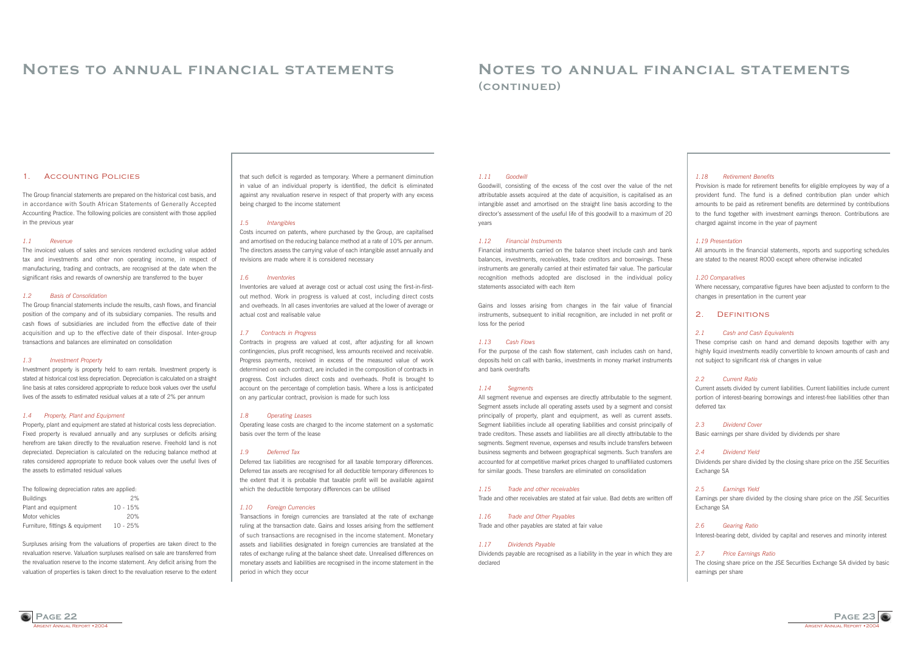# Notes to annual financial statements

## 1. Accounting Policies

The Group financial statements are prepared on the historical cost basis, and in accordance with South African Statements of Generally Accepted Accounting Practice. The following policies are consistent with those applied in the previous year

*1.1 Revenue*

The invoiced values of sales and services rendered excluding value added tax and investments and other non operating income, in respect of manufacturing, trading and contracts, are recognised at the date when the significant risks and rewards of ownership are transferred to the buyer

*1.2 Basis of Consolidation*

The Group financial statements include the results, cash flows, and financial position of the company and of its subsidiary companies. The results and cash flows of subsidiaries are included from the effective date of their acquisition and up to the effective date of their disposal. Inter-group transactions and balances are eliminated on consolidation

*1.3 Investment Property*

Investment property is property held to earn rentals. Investment property is stated at historical cost less depreciation. Depreciation is calculated on a straight line basis at rates considered appropriate to reduce book values over the useful lives of the assets to estimated residual values at a rate of 2% per annum

*1.4 Property, Plant and Equipment*

Property, plant and equipment are stated at historical costs less depreciation. Fixed property is revalued annually and any surpluses or deficits arising herefrom are taken directly to the revaluation reserve. Freehold land is not depreciated. Depreciation is calculated on the reducing balance method at rates considered appropriate to reduce book values over the useful lives of the assets to estimated residual values

The following depreciation rates are applied:

| | |
|---|---|
| Buildings | 2% |
| Plant and equipment | 10 - 15% |
| Motor vehicles | 20% |
| Furniture, fittings & equipment | 10 - 25% |

Surpluses arising from the valuations of properties are taken direct to the revaluation reserve. Valuation surpluses realised on sale are transferred from the revaluation reserve to the income statement. Any deficit arising from the valuation of properties is taken direct to the revaluation reserve to the extent that such deficit is regarded as temporary. Where a permanent diminution in value of an individual property is identified, the deficit is eliminated against any revaluation reserve in respect of that property with any excess being charged to the income statement

*1.5 Intangibles*

Costs incurred on patents, where purchased by the Group, are capitalised and amortised on the reducing balance method at a rate of 10% per annum. The directors assess the carrying value of each intangible asset annually and revisions are made where it is considered necessary

*1.6 Inventories*

Inventories are valued at average cost or actual cost using the first-in-first-out method. Work in progress is valued at cost, including direct costs and overheads. In all cases inventories are valued at the lower of average or actual cost and realisable value

*1.7 Contracts in Progress*

Contracts in progress are valued at cost, after adjusting for all known contingencies, plus profit recognised, less amounts received and receivable. Progress payments, received in excess of the measured value of work determined on each contract, are included in the composition of contracts in progress. Cost includes direct costs and overheads. Profit is brought to account on the percentage of completion basis. Where a loss is anticipated on any particular contract, provision is made for such loss

*1.8 Operating Leases*

Operating lease costs are charged to the income statement on a systematic basis over the term of the lease

*1.9 Deferred Tax*

Deferred tax liabilities are recognised for all taxable temporary differences. Deferred tax assets are recognised for all deductible temporary differences to the extent that it is probable that taxable profit will be available against which the deductible temporary differences can be utilised

*1.10 Foreign Currencies*

Transactions in foreign currencies are translated at the rate of exchange ruling at the transaction date. Gains and losses arising from the settlement of such transactions are recognised in the income statement. Monetary assets and liabilities designated in foreign currencies are translated at the rates of exchange ruling at the balance sheet date. Unrealised differences on monetary assets and liabilities are recognised in the income statement in the period in which they occur

# Notes to annual financial statements (continued)

*1.11 Goodwill*

Goodwill, consisting of the excess of the cost over the value of the net attributable assets acquired at the date of acquisition, is capitalised as an intangible asset and amortised on the straight line basis according to the director's assessment of the useful life of this goodwill to a maximum of 20 years

*1.12 Financial Instruments*

Financial instruments carried on the balance sheet include cash and bank balances, investments, receivables, trade creditors and borrowings. These instruments are generally carried at their estimated fair value. The particular recognition methods adopted are disclosed in the individual policy statements associated with each item

Gains and losses arising from changes in the fair value of financial instruments, subsequent to initial recognition, are included in net profit or loss for the period

*1.13 Cash Flows*

For the purpose of the cash flow statement, cash includes cash on hand, deposits held on call with banks, investments in money market instruments and bank overdrafts

*1.14 Segments*

All segment revenue and expenses are directly attributable to the segment. Segment assets include all operating assets used by a segment and consist principally of property, plant and equipment, as well as current assets. Segment liabilities include all operating liabilities and consist principally of trade creditors. These assets and liabilities are all directly attributable to the segments. Segment revenue, expenses and results include transfers between business segments and between geographical segments. Such transfers are accounted for at competitive market prices charged to unaffiliated customers for similar goods. These transfers are eliminated on consolidation

*1.15 Trade and other receivables*

Trade and other receivables are stated at fair value. Bad debts are written off

*1.16 Trade and Other Payables*

Trade and other payables are stated at fair value

*1.17 Dividends Payable*

Dividends payable are recognised as a liability in the year in which they are declared

*1.18 Retirement Benefits*

Provision is made for retirement benefits for eligible employees by way of a provident fund. The fund is a defined contribution plan under which amounts to be paid as retirement benefits are determined by contributions to the fund together with investment earnings thereon. Contributions are charged against income in the year of payment

*1.19 Presentation*

All amounts in the financial statements, reports and supporting schedules are stated to the nearest R000 except where otherwise indicated

*1.20 Comparatives*

Where necessary, comparative figures have been adjusted to conform to the changes in presentation in the current year

## 2. Definitions

*2.1 Cash and Cash Equivalents*

These comprise cash on hand and demand deposits together with any highly liquid investments readily convertible to known amounts of cash and not subject to significant risk of changes in value

*2.2 Current Ratio*

Current assets divided by current liabilities. Current liabilities include current portion of interest-bearing borrowings and interest-free liabilities other than deferred tax

*2.3 Dividend Cover*

Basic earnings per share divided by dividends per share

*2.4 Dividend Yield*

Dividends per share divided by the closing share price on the JSE Securities Exchange SA

*2.5 Earnings Yield*

Earnings per share divided by the closing share price on the JSE Securities Exchange SA

*2.6 Gearing Ratio*

Interest-bearing debt, divided by capital and reserves and minority interest

*2.7 Price Earnings Ratio*

The closing share price on the JSE Securities Exchange SA divided by basic earnings per share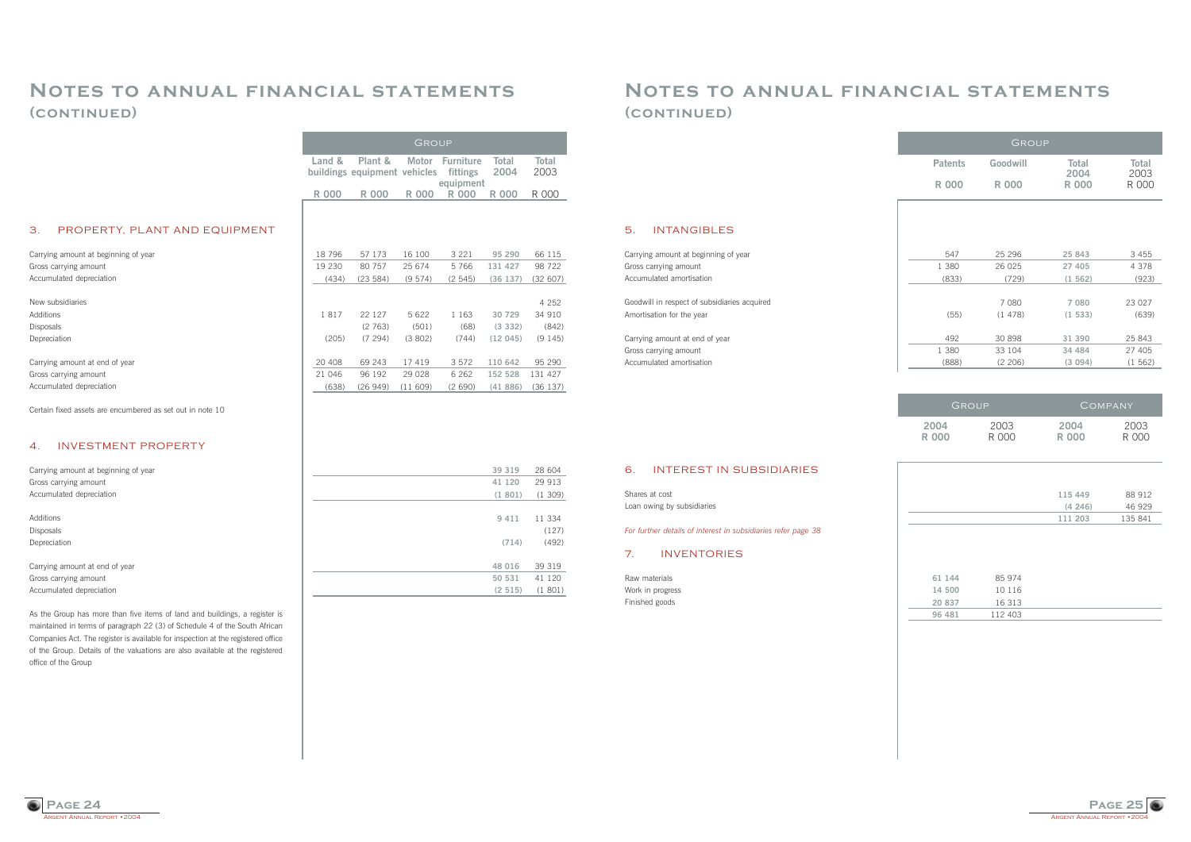# Notes to annual financial statements (continued)

## 3. Property, plant and equipment

| | Group | | | | | |
|---|---|---|---|---|---|---|
| | Land & buildings R 000 | Plant & equipment R 000 | Motor vehicles R 000 | Furniture fittings equipment R 000 | Total 2004 R 000 | Total 2003 R 000 |
| Carrying amount at beginning of year | 18 796 | 57 173 | 16 100 | 3 221 | 95 290 | 66 115 |
| Gross carrying amount | 19 230 | 80 757 | 25 674 | 5 766 | 131 427 | 98 722 |
| Accumulated depreciation | (434) | (23 584) | (9 574) | (2 545) | (36 137) | (32 607) |
| New subsidiaries | | | | | | 4 252 |
| Additions | 1 817 | 22 127 | 5 622 | 1 163 | 30 729 | 34 910 |
| Disposals | | (2 763) | (501) | (68) | (3 332) | (842) |
| Depreciation | (205) | (7 294) | (3 802) | (744) | (12 045) | (9 145) |
| Carrying amount at end of year | 20 408 | 69 243 | 17 419 | 3 572 | 110 642 | 95 290 |
| Gross carrying amount | 21 046 | 96 192 | 29 028 | 6 262 | 152 528 | 131 427 |
| Accumulated depreciation | (638) | (26 949) | (11 609) | (2 690) | (41 886) | (36 137) |

Certain fixed assets are encumbered as set out in note 10

## 4. Investment property

| | Total 2004 R 000 | Total 2003 R 000 |
|---|---|---|
| Carrying amount at beginning of year | 39 319 | 28 604 |
| Gross carrying amount | 41 120 | 29 913 |
| Accumulated depreciation | (1 801) | (1 309) |
| Additions | 9 411 | 11 334 |
| Disposals | | (127) |
| Depreciation | (714) | (492) |
| Carrying amount at end of year | 48 016 | 39 319 |
| Gross carrying amount | 50 531 | 41 120 |
| Accumulated depreciation | (2 515) | (1 801) |

As the Group has more than five items of land and buildings, a register is maintained in terms of paragraph 22 (3) of Schedule 4 of the South African Companies Act. The register is available for inspection at the registered office of the Group. Details of the valuations are also available at the registered office of the Group

# Notes to annual financial statements (continued)

## 5. Intangibles

| | Group | | | |
|---|---|---|---|---|
| | Patents R 000 | Goodwill R 000 | Total 2004 R 000 | Total 2003 R 000 |
| Carrying amount at beginning of year | 547 | 25 296 | 25 843 | 3 455 |
| Gross carrying amount | 1 380 | 26 025 | 27 405 | 4 378 |
| Accumulated amortisation | (833) | (729) | (1 562) | (923) |
| Goodwill in respect of subsidiaries acquired | | 7 080 | 7 080 | 23 027 |
| Amortisation for the year | (55) | (1 478) | (1 533) | (639) |
| Carrying amount at end of year | 492 | 30 898 | 31 390 | 25 843 |
| Gross carrying amount | 1 380 | 33 104 | 34 484 | 27 405 |
| Accumulated amortisation | (888) | (2 206) | (3 094) | (1 562) |

## 6. Interest in subsidiaries

| | Group | | Company | |
|---|---|---|---|---|
| | 2004 R 000 | 2003 R 000 | 2004 R 000 | 2003 R 000 |
| Shares at cost | | | 115 449 | 88 912 |
| Loan owing by subsidiaries | | | (4 246) | 46 929 |
| | | | 111 203 | 135 841 |

*For further details of interest in subsidiaries refer page 38*

## 7. Inventories

| | Group 2004 R 000 | Group 2003 R 000 |
|---|---|---|
| Raw materials | 61 144 | 85 974 |
| Work in progress | 14 500 | 10 116 |
| Finished goods | 20 837 | 16 313 |
| | 96 481 | 112 403 |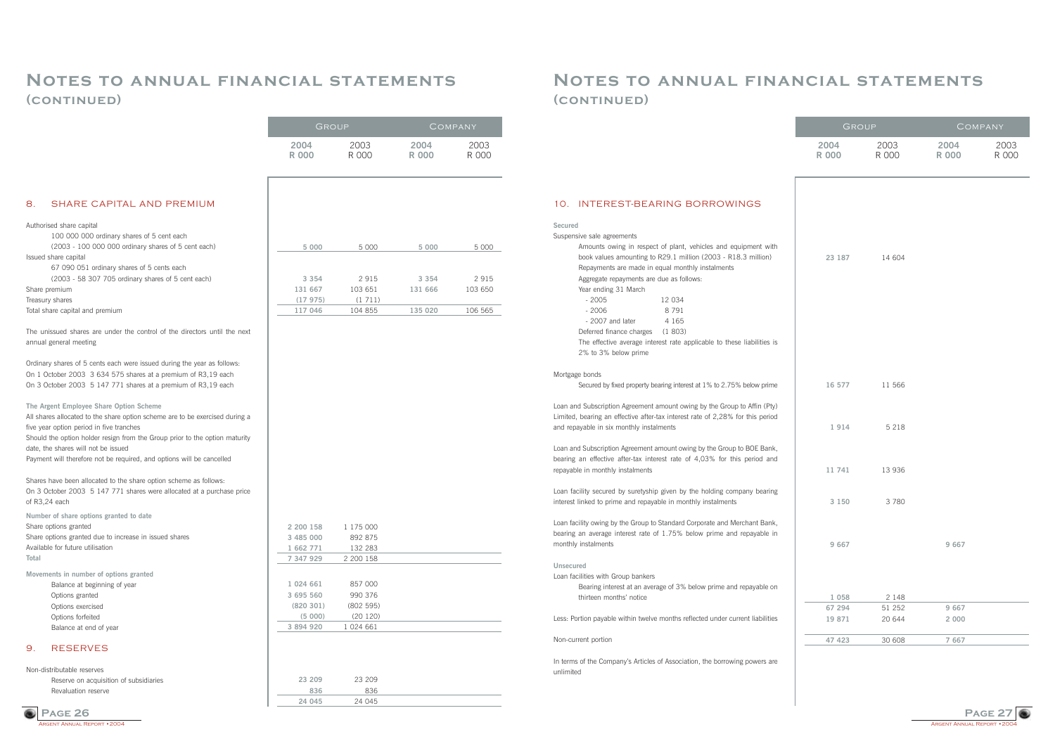# Notes to annual financial statements (continued)

| | Group | | Company | |
|---|---|---|---|---|
| | 2004 R 000 | 2003 R 000 | 2004 R 000 | 2003 R 000 |

## 8. SHARE CAPITAL AND PREMIUM

| | Group 2004 R 000 | Group 2003 R 000 | Company 2004 R 000 | Company 2003 R 000 |
|---|---|---|---|---|
| Authorised share capital | | | | |
| 100 000 000 ordinary shares of 5 cent each (2003 - 100 000 000 ordinary shares of 5 cent each) | 5 000 | 5 000 | 5 000 | 5 000 |
| Issued share capital | | | | |
| 67 090 051 ordinary shares of 5 cents each (2003 - 58 307 705 ordinary shares of 5 cent each) | 3 354 | 2 915 | 3 354 | 2 915 |
| Share premium | 131 667 | 103 651 | 131 666 | 103 650 |
| Treasury shares | (17 975) | (1 711) | | |
| Total share capital and premium | 117 046 | 104 855 | 135 020 | 106 565 |

The unissued shares are under the control of the directors until the next annual general meeting

Ordinary shares of 5 cents each were issued during the year as follows:
On 1 October 2003 3 634 575 shares at a premium of R3,19 each
On 3 October 2003 5 147 771 shares at a premium of R3,19 each

**The Argent Employee Share Option Scheme**

All shares allocated to the share option scheme are to be exercised during a five year option period in five tranches
Should the option holder resign from the Group prior to the option maturity date, the shares will not be issued
Payment will therefore not be required, and options will be cancelled

Shares have been allocated to the share option scheme as follows:
On 3 October 2003 5 147 771 shares were allocated at a purchase price of R3,24 each

| | Group 2004 | Group 2003 |
|---|---|---|
| **Number of share options granted to date** | | |
| Share options granted | 2 200 158 | 1 175 000 |
| Share options granted due to increase in issued shares | 3 485 000 | 892 875 |
| Available for future utilisation | 1 662 771 | 132 283 |
| **Total** | 7 347 929 | 2 200 158 |
| **Movements in number of options granted** | | |
| Balance at beginning of year | 1 024 661 | 857 000 |
| Options granted | 3 695 560 | 990 376 |
| Options exercised | (820 301) | (802 595) |
| Options forfeited | (5 000) | (20 120) |
| Balance at end of year | 3 894 920 | 1 024 661 |

## 9. RESERVES

| | Group 2004 R 000 | Group 2003 R 000 | Company 2004 R 000 | Company 2003 R 000 |
|---|---|---|---|---|
| Non-distributable reserves | | | | |
| Reserve on acquisition of subsidiaries | 23 209 | 23 209 | | |
| Revaluation reserve | 836 | 836 | | |
| | 24 045 | 24 045 | | |

## 10. INTEREST-BEARING BORROWINGS

| | Group 2004 R 000 | Group 2003 R 000 | Company 2004 R 000 | Company 2003 R 000 |
|---|---|---|---|---|
| **Secured** | | | | |
| Suspensive sale agreements | | | | |
| Amounts owing in respect of plant, vehicles and equipment with book values amounting to R29.1 million (2003 - R18.3 million). Repayments are made in equal monthly instalments. Aggregate repayments are due as follows: Year ending 31 March - 2005: 12 034; - 2006: 8 791; - 2007 and later: 4 165; Deferred finance charges: (1 803). The effective average interest rate applicable to these liabilities is 2% to 3% below prime | 23 187 | 14 604 | | |
| Mortgage bonds | | | | |
| Secured by fixed property bearing interest at 1% to 2.75% below prime | 16 577 | 11 566 | | |
| Loan and Subscription Agreement amount owing by the Group to Affin (Pty) Limited, bearing an effective after-tax interest rate of 2,28% for this period and repayable in six monthly instalments | 1 914 | 5 218 | | |
| Loan and Subscription Agreement amount owing by the Group to BOE Bank, bearing an effective after-tax interest rate of 4,03% for this period and repayable in monthly instalments | 11 741 | 13 936 | | |
| Loan facility secured by suretyship given by the holding company bearing interest linked to prime and repayable in monthly instalments | 3 150 | 3 780 | | |
| Loan facility owing by the Group to Standard Corporate and Merchant Bank, bearing an average interest rate of 1.75% below prime and repayable in monthly instalments | 9 667 | | 9 667 | |
| **Unsecured** | | | | |
| Loan facilities with Group bankers | | | | |
| Bearing interest at an average of 3% below prime and repayable on thirteen months' notice | 1 058 | 2 148 | | |
| | 67 294 | 51 252 | 9 667 | |
| Less: Portion payable within twelve months reflected under current liabilities | 19 871 | 20 644 | 2 000 | |
| Non-current portion | 47 423 | 30 608 | 7 667 | |

In terms of the Company's Articles of Association, the borrowing powers are unlimited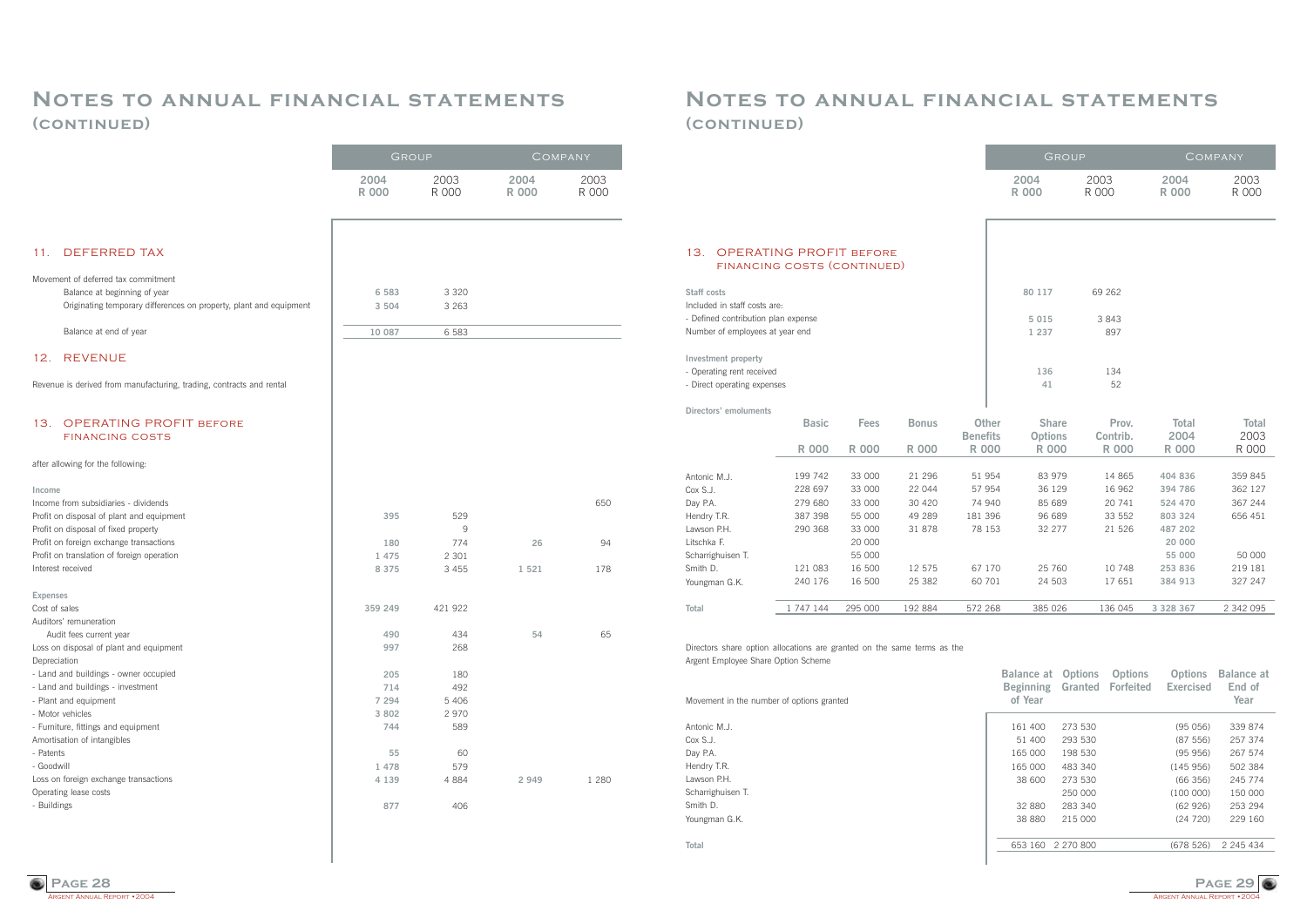# Notes to annual financial statements (continued)

| | Group 2004 R 000 | Group 2003 R 000 | Company 2004 R 000 | Company 2003 R 000 |
|---|---|---|---|---|

## 11. DEFERRED TAX

| | Group 2004 R 000 | Group 2003 R 000 | Company 2004 R 000 | Company 2003 R 000 |
|---|---|---|---|---|
| Movement of deferred tax commitment | | | | |
| Balance at beginning of year | 6 583 | 3 320 | | |
| Originating temporary differences on property, plant and equipment | 3 504 | 3 263 | | |
| Balance at end of year | 10 087 | 6 583 | | |

## 12. REVENUE

Revenue is derived from manufacturing, trading, contracts and rental

## 13. OPERATING PROFIT BEFORE FINANCING COSTS

after allowing for the following:

| | Group 2004 R 000 | Group 2003 R 000 | Company 2004 R 000 | Company 2003 R 000 |
|---|---|---|---|---|
| **Income** | | | | |
| Income from subsidiaries - dividends | | | | 650 |
| Profit on disposal of plant and equipment | 395 | 529 | | |
| Profit on disposal of fixed property | | 9 | | |
| Profit on foreign exchange transactions | 180 | 774 | 26 | 94 |
| Profit on translation of foreign operation | 1 475 | 2 301 | | |
| Interest received | 8 375 | 3 455 | 1 521 | 178 |
| **Expenses** | | | | |
| Cost of sales | 359 249 | 421 922 | | |
| Auditors' remuneration | | | | |
| Audit fees current year | 490 | 434 | 54 | 65 |
| Loss on disposal of plant and equipment | 997 | 268 | | |
| Depreciation | | | | |
| - Land and buildings - owner occupied | 205 | 180 | | |
| - Land and buildings - investment | 714 | 492 | | |
| - Plant and equipment | 7 294 | 5 406 | | |
| - Motor vehicles | 3 802 | 2 970 | | |
| - Furniture, fittings and equipment | 744 | 589 | | |
| Amortisation of intangibles | | | | |
| - Patents | 55 | 60 | | |
| - Goodwill | 1 478 | 579 | | |
| Loss on foreign exchange transactions | 4 139 | 4 884 | 2 949 | 1 280 |
| Operating lease costs | | | | |
| - Buildings | 877 | 406 | | |

# Notes to annual financial statements (continued)

## 13. OPERATING PROFIT BEFORE FINANCING COSTS (CONTINUED)

| | Group 2004 R 000 | Group 2003 R 000 | Company 2004 R 000 | Company 2003 R 000 |
|---|---|---|---|---|
| **Staff costs** | 80 117 | 69 262 | | |
| Included in staff costs are: | | | | |
| - Defined contribution plan expense | 5 015 | 3 843 | | |
| Number of employees at year end | 1 237 | 897 | | |
| **Investment property** | | | | |
| - Operating rent received | 136 | 134 | | |
| - Direct operating expenses | 41 | 52 | | |

**Directors' emoluments**

| | Basic R 000 | Fees R 000 | Bonus R 000 | Other Benefits R 000 | Share Options R 000 | Prov. Contrib. R 000 | Total 2004 R 000 | Total 2003 R 000 |
|---|---|---|---|---|---|---|---|---|
| Antonic M.J. | 199 742 | 33 000 | 21 296 | 51 954 | 83 979 | 14 865 | 404 836 | 359 845 |
| Cox S.J. | 228 697 | 33 000 | 22 044 | 57 954 | 36 129 | 16 962 | 394 786 | 362 127 |
| Day P.A. | 279 680 | 33 000 | 30 420 | 74 940 | 85 689 | 20 741 | 524 470 | 367 244 |
| Hendry T.R. | 387 398 | 55 000 | 49 289 | 181 396 | 96 689 | 33 552 | 803 324 | 656 451 |
| Lawson P.H. | 290 368 | 33 000 | 31 878 | 78 153 | 32 277 | 21 526 | 487 202 | |
| Litschka F. | | 20 000 | | | | | 20 000 | |
| Scharrighuisen T. | | 55 000 | | | | | 55 000 | 50 000 |
| Smith D. | 121 083 | 16 500 | 12 575 | 67 170 | 25 760 | 10 748 | 253 836 | 219 181 |
| Youngman G.K. | 240 176 | 16 500 | 25 382 | 60 701 | 24 503 | 17 651 | 384 913 | 327 247 |
| **Total** | 1 747 144 | 295 000 | 192 884 | 572 268 | 385 026 | 136 045 | 3 328 367 | 2 342 095 |

Directors share option allocations are granted on the same terms as the Argent Employee Share Option Scheme

| Movement in the number of options granted | Balance at Beginning of Year | Options Granted | Options Forfeited | Options Exercised | Balance at End of Year |
|---|---|---|---|---|---|
| Antonic M.J. | 161 400 | 273 530 | | (95 056) | 339 874 |
| Cox S.J. | 51 400 | 293 530 | | (87 556) | 257 374 |
| Day P.A. | 165 000 | 198 530 | | (95 956) | 267 574 |
| Hendry T.R. | 165 000 | 483 340 | | (145 956) | 502 384 |
| Lawson P.H. | 38 600 | 273 530 | | (66 356) | 245 774 |
| Scharrighuisen T. | | 250 000 | | (100 000) | 150 000 |
| Smith D. | 32 880 | 283 340 | | (62 926) | 253 294 |
| Youngman G.K. | 38 880 | 215 000 | | (24 720) | 229 160 |
| **Total** | 653 160 | 2 270 800 | | (678 526) | 2 245 434 |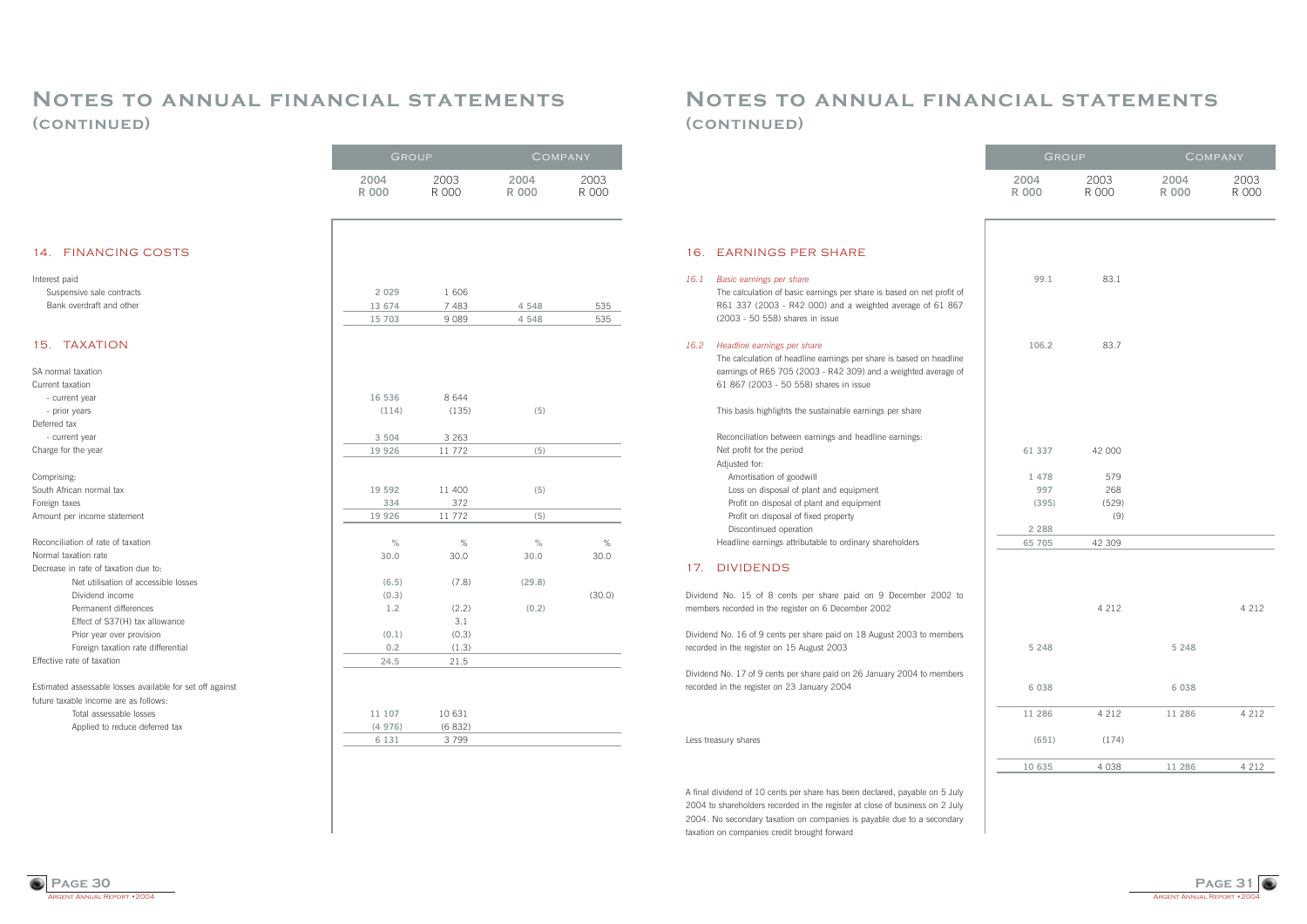# Notes to annual financial statements (continued)

| | Group | | Company | |
|---|---|---|---|---|
| | **2004 R 000** | 2003 R 000 | **2004 R 000** | 2003 R 000 |

## 14. FINANCING COSTS

| | Group 2004 R 000 | Group 2003 R 000 | Company 2004 R 000 | Company 2003 R 000 |
|---|---|---|---|---|
| Interest paid | | | | |
| Suspensive sale contracts | **2 029** | 1 606 | | |
| Bank overdraft and other | **13 674** | 7 483 | **4 548** | 535 |
| | **15 703** | 9 089 | **4 548** | 535 |

## 15. TAXATION

| | Group 2004 R 000 | Group 2003 R 000 | Company 2004 R 000 | Company 2003 R 000 |
|---|---|---|---|---|
| SA normal taxation | | | | |
| Current taxation | | | | |
| - current year | **16 536** | 8 644 | | |
| - prior years | **(114)** | (135) | **(5)** | |
| Deferred tax | | | | |
| - current year | **3 504** | 3 263 | | |
| Charge for the year | **19 926** | 11 772 | **(5)** | |
| | | | | |
| Comprising: | | | | |
| South African normal tax | **19 592** | 11 400 | **(5)** | |
| Foreign taxes | **334** | 372 | | |
| Amount per income statement | **19 926** | 11 772 | **(5)** | |
| | | | | |
| Reconciliation of rate of taxation | **%** | % | **%** | % |
| Normal taxation rate | **30.0** | 30.0 | **30.0** | 30.0 |
| Decrease in rate of taxation due to: | | | | |
| Net utilisation of accessible losses | **(6.5)** | (7.8) | **(29.8)** | |
| Dividend income | **(0.3)** | | | (30.0) |
| Permanent differences | **1.2** | (2.2) | **(0.2)** | |
| Effect of S37(H) tax allowance | | 3.1 | | |
| Prior year over provision | **(0.1)** | (0.3) | | |
| Foreign taxation rate differential | **0.2** | (1.3) | | |
| Effective rate of taxation | **24.5** | 21.5 | | |
| | | | | |
| Estimated assessable losses available for set off against future taxable income are as follows: | | | | |
| Total assessable losses | **11 107** | 10 631 | | |
| Applied to reduce deferred tax | **(4 976)** | (6 832) | | |
| | **6 131** | 3 799 | | |

## 16. EARNINGS PER SHARE

| | Group 2004 R 000 | Group 2003 R 000 | Company 2004 R 000 | Company 2003 R 000 |
|---|---|---|---|---|
| 16.1 *Basic earnings per share*<br>The calculation of basic earnings per share is based on net profit of R61 337 (2003 - R42 000) and a weighted average of 61 867 (2003 - 50 558) shares in issue | **99.1** | 83.1 | | |
| 16.2 *Headline earnings per share*<br>The calculation of headline earnings per share is based on headline earnings of R65 705 (2003 - R42 309) and a weighted average of 61 867 (2003 - 50 558) shares in issue | **106.2** | 83.7 | | |
| This basis highlights the sustainable earnings per share | | | | |
| Reconciliation between earnings and headline earnings: | | | | |
| Net profit for the period | **61 337** | 42 000 | | |
| Adjusted for: | | | | |
| Amortisation of goodwill | **1 478** | 579 | | |
| Loss on disposal of plant and equipment | **997** | 268 | | |
| Profit on disposal of plant and equipment | **(395)** | (529) | | |
| Profit on disposal of fixed property | | (9) | | |
| Discontinued operation | **2 288** | | | |
| Headline earnings attributable to ordinary shareholders | **65 705** | 42 309 | | |

## 17. DIVIDENDS

| | Group 2004 R 000 | Group 2003 R 000 | Company 2004 R 000 | Company 2003 R 000 |
|---|---|---|---|---|
| Dividend No. 15 of 8 cents per share paid on 9 December 2002 to members recorded in the register on 6 December 2002 | | 4 212 | | 4 212 |
| Dividend No. 16 of 9 cents per share paid on 18 August 2003 to members recorded in the register on 15 August 2003 | **5 248** | | **5 248** | |
| Dividend No. 17 of 9 cents per share paid on 26 January 2004 to members recorded in the register on 23 January 2004 | **6 038** | | **6 038** | |
| | **11 286** | 4 212 | **11 286** | 4 212 |
| Less treasury shares | **(651)** | (174) | | |
| | **10 635** | 4 038 | **11 286** | 4 212 |

A final dividend of 10 cents per share has been declared, payable on 5 July 2004 to shareholders recorded in the register at close of business on 2 July 2004. No secondary taxation on companies is payable due to a secondary taxation on companies credit brought forward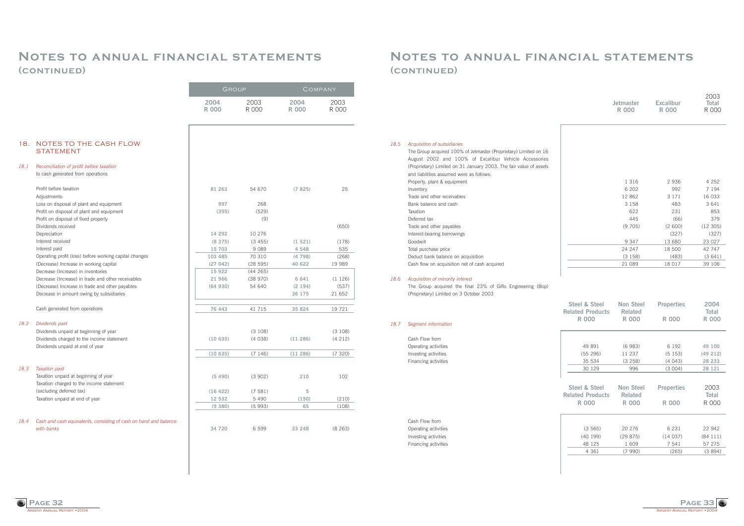# Notes to annual financial statements (continued)

## 18. NOTES TO THE CASH FLOW STATEMENT

| | Group 2004 R 000 | Group 2003 R 000 | Company 2004 R 000 | Company 2003 R 000 |
|---|---|---|---|---|
| ***18.1 Reconciliation of profit before taxation*** to cash generated from operations | | | | |
| Profit before taxation | 81 263 | 54 670 | (7 825) | 25 |
| Adjustments: | | | | |
| Loss on disposal of plant and equipment | 997 | 268 | | |
| Profit on disposal of plant and equipment | (395) | (529) | | |
| Profit on disposal of fixed property | | (9) | | |
| Dividends received | | | | (650) |
| Depreciation | 14 292 | 10 276 | | |
| Interest received | (8 375) | (3 455) | (1 521) | (178) |
| Interest paid | 15 703 | 9 089 | 4 548 | 535 |
| Operating profit (loss) before working capital changes | 103 485 | 70 310 | (4 798) | (268) |
| (Decrease) Increase in working capital | (27 042) | (28 595) | 40 622 | 19 989 |
| Decrease (Increase) in inventories | 15 922 | (44 265) | | |
| Decrease (Increase) in trade and other receivables | 21 966 | (38 970) | 6 641 | (1 126) |
| (Decrease) Increase in trade and other payables | (64 930) | 54 640 | (2 194) | (537) |
| Decrease in amount owing by subsidiaries | | | 36 175 | 21 652 |
| Cash generated from operations | 76 443 | 41 715 | 35 824 | 19 721 |
| ***18.2 Dividends paid*** | | | | |
| Dividends unpaid at beginning of year | | (3 108) | | (3 108) |
| Dividends charged to the income statement | (10 635) | (4 038) | (11 286) | (4 212) |
| Dividends unpaid at end of year | | | | |
| | (10 635) | (7 146) | (11 286) | (7 320) |
| ***18.3 Taxation paid*** | | | | |
| Taxation unpaid at beginning of year | (5 490) | (3 902) | 210 | 102 |
| Taxation charged to the income statement (excluding deferred tax) | (16 422) | (7 581) | 5 | |
| Taxation unpaid at end of year | 12 532 | 5 490 | (150) | (210) |
| | (9 380) | (5 993) | 65 | (108) |
| ***18.4 Cash and cash equivalents, consisting of cash on hand and balance with banks*** | 34 720 | 6 599 | 23 248 | (8 263) |

### *18.5 Acquisition of subsidiaries*

The Group acquired 100% of Jetmaster (Proprietary) Limited on 16 August 2002 and 100% of Excalibur Vehicle Accessories (Proprietary) Limited on 31 January 2003. The fair value of assets and liabilities assumed were as follows:

| | Jetmaster R 000 | Excalibur R 000 | 2003 Total R 000 |
|---|---|---|---|
| Property, plant & equipment | 1 316 | 2 936 | 4 252 |
| Inventory | 6 202 | 992 | 7 194 |
| Trade and other receivables | 12 862 | 3 171 | 16 033 |
| Bank balance and cash | 3 158 | 483 | 3 641 |
| Taxation | 622 | 231 | 853 |
| Deferred tax | 445 | (66) | 379 |
| Trade and other payables | (9 705) | (2 600) | (12 305) |
| Interest-bearing borrowings | | (327) | (327) |
| Goodwill | 9 347 | 13 680 | 23 027 |
| Total purchase price | 24 247 | 18 500 | 42 747 |
| Deduct bank balance on acquisition | (3 158) | (483) | (3 641) |
| Cash flow on acquisition net of cash acquired | 21 089 | 18 017 | 39 106 |

### *18.6 Acquisition of minority interest*

The Group acquired the final 23% of Giflo Engineering (Bop) (Proprietary) Limited on 3 October 2003

### *18.7 Segment information*

| Cash Flow from | Steel & Steel Related Products R 000 | Non Steel Related R 000 | Properties R 000 | 2004 Total R 000 |
|---|---|---|---|---|
| Operating activities | 49 891 | (6 983) | 6 192 | 49 100 |
| Investing activities | (55 296) | 11 237 | (5 153) | (49 212) |
| Financing activities | 35 534 | (3 258) | (4 043) | 28 233 |
| | 30 129 | 996 | (3 004) | 28 121 |

| Cash Flow from | Steel & Steel Related Products R 000 | Non Steel Related R 000 | Properties R 000 | 2003 Total R 000 |
|---|---|---|---|---|
| Operating activities | (3 565) | 20 276 | 6 231 | 22 942 |
| Investing activities | (40 199) | (29 875) | (14 037) | (84 111) |
| Financing activities | 48 125 | 1 609 | 7 541 | 57 275 |
| | 4 361 | (7 990) | (265) | (3 894) |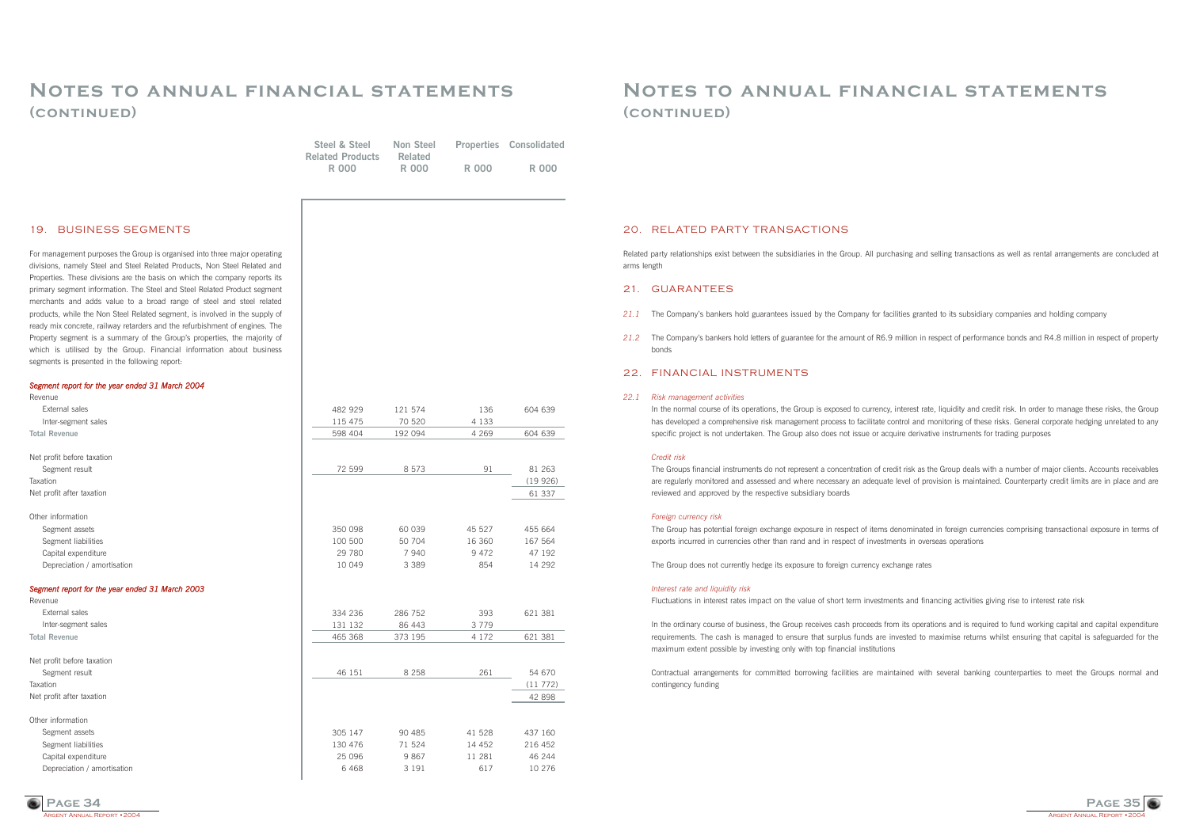# Notes to annual financial statements (continued)

## 19. BUSINESS SEGMENTS

For management purposes the Group is organised into three major operating divisions, namely Steel and Steel Related Products, Non Steel Related and Properties. These divisions are the basis on which the company reports its primary segment information. The Steel and Steel Related Product segment merchants and adds value to a broad range of steel and steel related products, while the Non Steel Related segment, is involved in the supply of ready mix concrete, railway retarders and the refurbishment of engines. The Property segment is a summary of the Group's properties, the majority of which is utilised by the Group. Financial information about business segments is presented in the following report:

*Segment report for the year ended 31 March 2004*

| | Steel & Steel Related Products R 000 | Non Steel Related R 000 | Properties R 000 | Consolidated R 000 |
|---|---|---|---|---|
| Revenue | | | | |
| External sales | 482 929 | 121 574 | 136 | 604 639 |
| Inter-segment sales | 115 475 | 70 520 | 4 133 | |
| **Total Revenue** | 598 404 | 192 094 | 4 269 | 604 639 |
| Net profit before taxation | | | | |
| Segment result | 72 599 | 8 573 | 91 | 81 263 |
| Taxation | | | | (19 926) |
| Net profit after taxation | | | | 61 337 |
| Other information | | | | |
| Segment assets | 350 098 | 60 039 | 45 527 | 455 664 |
| Segment liabilities | 100 500 | 50 704 | 16 360 | 167 564 |
| Capital expenditure | 29 780 | 7 940 | 9 472 | 47 192 |
| Depreciation / amortisation | 10 049 | 3 389 | 854 | 14 292 |

*Segment report for the year ended 31 March 2003*

| | Steel & Steel Related Products R 000 | Non Steel Related R 000 | Properties R 000 | Consolidated R 000 |
|---|---|---|---|---|
| Revenue | | | | |
| External sales | 334 236 | 286 752 | 393 | 621 381 |
| Inter-segment sales | 131 132 | 86 443 | 3 779 | |
| **Total Revenue** | 465 368 | 373 195 | 4 172 | 621 381 |
| Net profit before taxation | | | | |
| Segment result | 46 151 | 8 258 | 261 | 54 670 |
| Taxation | | | | (11 772) |
| Net profit after taxation | | | | 42 898 |
| Other information | | | | |
| Segment assets | 305 147 | 90 485 | 41 528 | 437 160 |
| Segment liabilities | 130 476 | 71 524 | 14 452 | 216 452 |
| Capital expenditure | 25 096 | 9 867 | 11 281 | 46 244 |
| Depreciation / amortisation | 6 468 | 3 191 | 617 | 10 276 |

## 20. RELATED PARTY TRANSACTIONS

Related party relationships exist between the subsidiaries in the Group. All purchasing and selling transactions as well as rental arrangements are concluded at arms length

## 21. GUARANTEES

*21.1* The Company's bankers hold guarantees issued by the Company for facilities granted to its subsidiary companies and holding company

*21.2* The Company's bankers hold letters of guarantee for the amount of R6.9 million in respect of performance bonds and R4.8 million in respect of property bonds

## 22. FINANCIAL INSTRUMENTS

*22.1 Risk management activities*

In the normal course of its operations, the Group is exposed to currency, interest rate, liquidity and credit risk. In order to manage these risks, the Group has developed a comprehensive risk management process to facilitate control and monitoring of these risks. General corporate hedging unrelated to any specific project is not undertaken. The Group also does not issue or acquire derivative instruments for trading purposes

*Credit risk*

The Groups financial instruments do not represent a concentration of credit risk as the Group deals with a number of major clients. Accounts receivables are regularly monitored and assessed and where necessary an adequate level of provision is maintained. Counterparty credit limits are in place and are reviewed and approved by the respective subsidiary boards

*Foreign currency risk*

The Group has potential foreign exchange exposure in respect of items denominated in foreign currencies comprising transactional exposure in terms of exports incurred in currencies other than rand and in respect of investments in overseas operations

The Group does not currently hedge its exposure to foreign currency exchange rates

*Interest rate and liquidity risk*

Fluctuations in interest rates impact on the value of short term investments and financing activities giving rise to interest rate risk

In the ordinary course of business, the Group receives cash proceeds from its operations and is required to fund working capital and capital expenditure requirements. The cash is managed to ensure that surplus funds are invested to maximise returns whilst ensuring that capital is safeguarded for the maximum extent possible by investing only with top financial institutions

Contractual arrangements for committed borrowing facilities are maintained with several banking counterparties to meet the Groups normal and contingency funding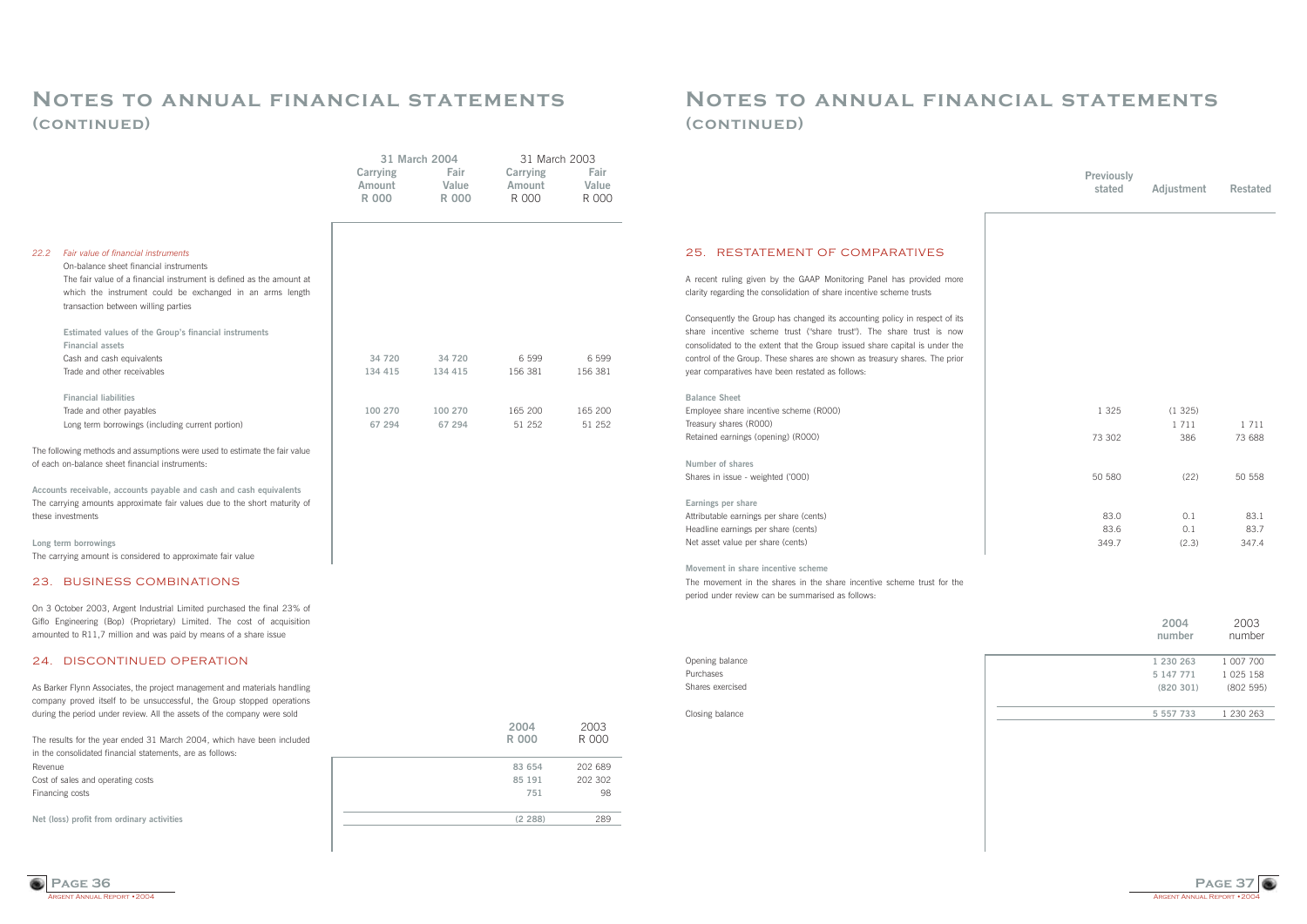# Notes to annual financial statements (continued)

| | 31 March 2004 | | 31 March 2003 | |
|---|---|---|---|---|
| | Carrying Amount R 000 | Fair Value R 000 | Carrying Amount R 000 | Fair Value R 000 |

*22.2 Fair value of financial instruments*

On-balance sheet financial instruments

The fair value of a financial instrument is defined as the amount at which the instrument could be exchanged in an arms length transaction between willing parties

| **Estimated values of the Group's financial instruments** | 31 March 2004 Carrying Amount R 000 | 31 March 2004 Fair Value R 000 | 31 March 2003 Carrying Amount R 000 | 31 March 2003 Fair Value R 000 |
|---|---|---|---|---|
| **Financial assets** | | | | |
| Cash and cash equivalents | 34 720 | 34 720 | 6 599 | 6 599 |
| Trade and other receivables | 134 415 | 134 415 | 156 381 | 156 381 |
| **Financial liabilities** | | | | |
| Trade and other payables | 100 270 | 100 270 | 165 200 | 165 200 |
| Long term borrowings (including current portion) | 67 294 | 67 294 | 51 252 | 51 252 |

The following methods and assumptions were used to estimate the fair value of each on-balance sheet financial instruments:

**Accounts receivable, accounts payable and cash and cash equivalents**

The carrying amounts approximate fair values due to the short maturity of these investments

**Long term borrowings**

The carrying amount is considered to approximate fair value

## 23. Business combinations

On 3 October 2003, Argent Industrial Limited purchased the final 23% of Giflo Engineering (Bop) (Proprietary) Limited. The cost of acquisition amounted to R11,7 million and was paid by means of a share issue

## 24. Discontinued operation

As Barker Flynn Associates, the project management and materials handling company proved itself to be unsuccessful, the Group stopped operations during the period under review. All the assets of the company were sold

The results for the year ended 31 March 2004, which have been included in the consolidated financial statements, are as follows:

| | 2004 R 000 | 2003 R 000 |
|---|---|---|
| Revenue | 83 654 | 202 689 |
| Cost of sales and operating costs | 85 191 | 202 302 |
| Financing costs | 751 | 98 |
| **Net (loss) profit from ordinary activities** | (2 288) | 289 |

# Notes to annual financial statements (continued)

## 25. Restatement of comparatives

A recent ruling given by the GAAP Monitoring Panel has provided more clarity regarding the consolidation of share incentive scheme trusts

Consequently the Group has changed its accounting policy in respect of its share incentive scheme trust ("share trust"). The share trust is now consolidated to the extent that the Group issued share capital is under the control of the Group. These shares are shown as treasury shares. The prior year comparatives have been restated as follows:

| | Previously stated | Adjustment | Restated |
|---|---|---|---|
| **Balance Sheet** | | | |
| Employee share incentive scheme (R000) | 1 325 | (1 325) | |
| Treasury shares (R000) | | 1 711 | 1 711 |
| Retained earnings (opening) (R000) | 73 302 | 386 | 73 688 |
| **Number of shares** | | | |
| Shares in issue - weighted ('000) | 50 580 | (22) | 50 558 |
| **Earnings per share** | | | |
| Attributable earnings per share (cents) | 83.0 | 0.1 | 83.1 |
| Headline earnings per share (cents) | 83.6 | 0.1 | 83.7 |
| Net asset value per share (cents) | 349.7 | (2.3) | 347.4 |

**Movement in share incentive scheme**

The movement in the shares in the share incentive scheme trust for the period under review can be summarised as follows:

| | 2004 number | 2003 number |
|---|---|---|
| Opening balance | 1 230 263 | 1 007 700 |
| Purchases | 5 147 771 | 1 025 158 |
| Shares exercised | (820 301) | (802 595) |
| Closing balance | 5 557 733 | 1 230 263 |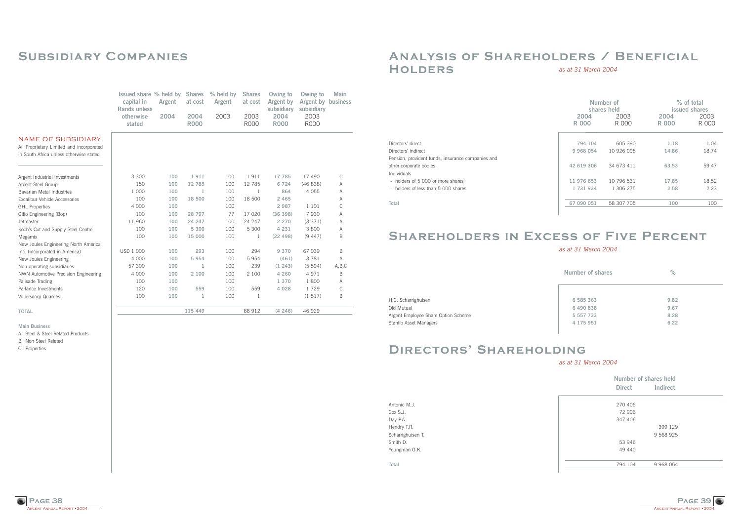# Subsidiary Companies

| NAME OF SUBSIDIARY<br>All Proprietary Limited and incorporated in South Africa unless otherwise stated | Issued share capital in Rands unless otherwise stated | % held by Argent 2004 | Shares at cost 2004 R000 | % held by Argent 2003 | Shares at cost 2003 R000 | Owing to Argent by subsidiary 2004 R000 | Owing to Argent by subsidiary 2003 R000 | Main business |
|---|---|---|---|---|---|---|---|---|
| Argent Industrial Investments | 3 300 | 100 | 1 911 | 100 | 1 911 | 17 785 | 17 490 | C |
| Argent Steel Group | 150 | 100 | 12 785 | 100 | 12 785 | 6 724 | (46 838) | A |
| Bavarian Metal Industries | 1 000 | 100 | 1 | 100 | 1 | 864 | 4 055 | A |
| Excalibur Vehicle Accessories | 100 | 100 | 18 500 | 100 | 18 500 | 2 465 | | A |
| GHL Properties | 4 000 | 100 | | 100 | | 2 987 | 1 101 | C |
| Giflo Engineering (Bop) | 100 | 100 | 28 797 | 77 | 17 020 | (36 398) | 7 930 | A |
| Jetmaster | 11 960 | 100 | 24 247 | 100 | 24 247 | 2 270 | (3 371) | A |
| Koch's Cut and Supply Steel Centre | 100 | 100 | 5 300 | 100 | 5 300 | 4 231 | 3 800 | A |
| Megamix | 100 | 100 | 15 000 | 100 | 1 | (22 498) | (9 447) | B |
| New Joules Engineering North America Inc. (incorporated in America) | USD 1 000 | 100 | 293 | 100 | 294 | 9 370 | 67 039 | B |
| New Joules Engineering | 4 000 | 100 | 5 954 | 100 | 5 954 | (461) | 3 781 | A |
| Non operating subsidiaries | 57 300 | 100 | 1 | 100 | 239 | (1 243) | (5 594) | A,B,C |
| NWN Automotive Precision Engineering | 4 000 | 100 | 2 100 | 100 | 2 100 | 4 260 | 4 971 | B |
| Palisade Trading | 100 | 100 | | 100 | | 1 370 | 1 800 | A |
| Parlance Investments | 120 | 100 | 559 | 100 | 559 | 4 028 | 1 729 | C |
| Villiersdorp Quarries | 100 | 100 | 1 | 100 | 1 | | (1 517) | B |
| **TOTAL** | | | 115 449 | | 88 912 | (4 246) | 46 929 | |

**Main Business**

A Steel & Steel Related Products
B Non Steel Related
C Properties

# Analysis of Shareholders / Beneficial Holders

*as at 31 March 2004*

| | Number of shares held 2004 R 000 | Number of shares held 2003 R 000 | % of total issued shares 2004 R 000 | % of total issued shares 2003 R 000 |
|---|---|---|---|---|
| Directors' direct | 794 104 | 605 390 | 1.18 | 1.04 |
| Directors' indirect | 9 968 054 | 10 926 098 | 14.86 | 18.74 |
| Pension, provident funds, insurance companies and other corporate bodies | 42 619 306 | 34 673 411 | 63.53 | 59.47 |
| Individuals | | | | |
| - holders of 5 000 or more shares | 11 976 653 | 10 796 531 | 17.85 | 18.52 |
| - holders of less than 5 000 shares | 1 731 934 | 1 306 275 | 2.58 | 2.23 |
| **Total** | 67 090 051 | 58 307 705 | 100 | 100 |

# Shareholders in Excess of Five Percent

*as at 31 March 2004*

| | Number of shares | % |
|---|---|---|
| H.C. Scharrighuisen | 6 585 363 | 9.82 |
| Old Mutual | 6 490 838 | 9.67 |
| Argent Employee Share Option Scheme | 5 557 733 | 8.28 |
| Stanlib Asset Managers | 4 175 951 | 6.22 |

# Directors' Shareholding

*as at 31 March 2004*

| | Number of shares held Direct | Number of shares held Indirect |
|---|---|---|
| Antonic M.J. | 270 406 | |
| Cox S.J. | 72 906 | |
| Day P.A. | 347 406 | |
| Hendry T.R. | | 399 129 |
| Scharrighuisen T. | | 9 568 925 |
| Smith D. | 53 946 | |
| Youngman G.K. | 49 440 | |
| **Total** | 794 104 | 9 968 054 |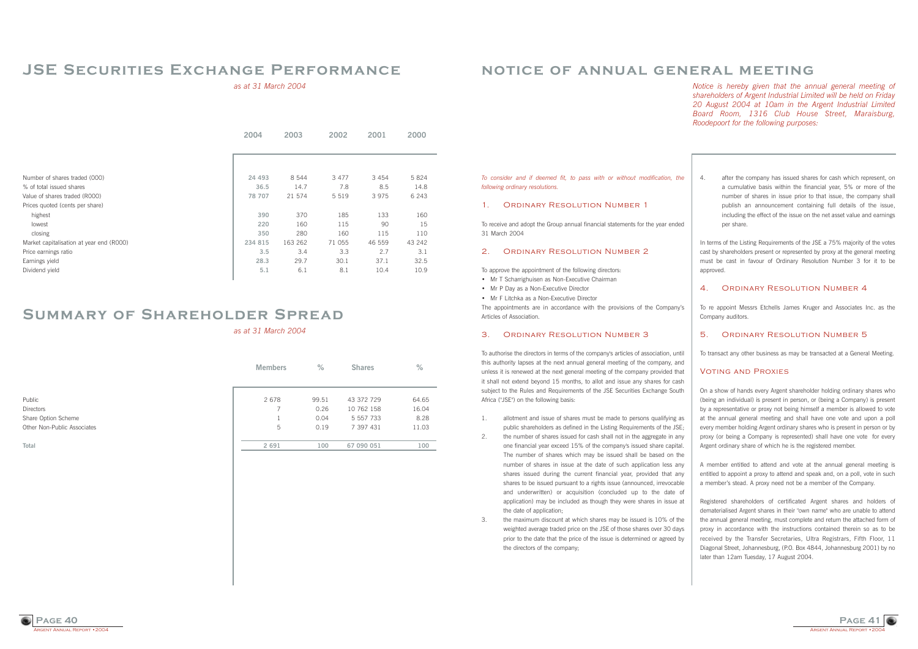# JSE Securities Exchange Performance

*as at 31 March 2004*

| | 2004 | 2003 | 2002 | 2001 | 2000 |
|---|---|---|---|---|---|
| Number of shares traded (000) | 24 493 | 8 544 | 3 477 | 3 454 | 5 824 |
| % of total issued shares | 36.5 | 14.7 | 7.8 | 8.5 | 14.8 |
| Value of shares traded (R000) | 78 707 | 21 574 | 5 519 | 3 975 | 6 243 |
| Prices quoted (cents per share) | | | | | |
| highest | 390 | 370 | 185 | 133 | 160 |
| lowest | 220 | 160 | 115 | 90 | 15 |
| closing | 350 | 280 | 160 | 115 | 110 |
| Market capitalisation at year end (R000) | 234 815 | 163 262 | 71 055 | 46 559 | 43 242 |
| Price earnings ratio | 3.5 | 3.4 | 3.3 | 2.7 | 3.1 |
| Earnings yield | 28.3 | 29.7 | 30.1 | 37.1 | 32.5 |
| Dividend yield | 5.1 | 6.1 | 8.1 | 10.4 | 10.9 |

# Summary of Shareholder Spread

*as at 31 March 2004*

| | Members | % | Shares | % |
|---|---|---|---|---|
| Public | 2 678 | 99.51 | 43 372 729 | 64.65 |
| Directors | 7 | 0.26 | 10 762 158 | 16.04 |
| Share Option Scheme | 1 | 0.04 | 5 557 733 | 8.28 |
| Other Non-Public Associates | 5 | 0.19 | 7 397 431 | 11.03 |
| **Total** | 2 691 | 100 | 67 090 051 | 100 |

# Notice of Annual General Meeting

*Notice is hereby given that the annual general meeting of shareholders of Argent Industrial Limited will be held on Friday 20 August 2004 at 10am in the Argent Industrial Limited Board Room, 1316 Club House Street, Maraisburg, Roodepoort for the following purposes:*

*To consider and if deemed fit, to pass with or without modification, the following ordinary resolutions.*

## 1. Ordinary Resolution Number 1

To receive and adopt the Group annual financial statements for the year ended 31 March 2004

## 2. Ordinary Resolution Number 2

To approve the appointment of the following directors:

- Mr T Scharrighuisen as Non-Executive Chairman
- Mr P Day as a Non-Executive Director
- Mr F Litchka as a Non-Executive Director

The appointments are in accordance with the provisions of the Company's Articles of Association.

## 3. Ordinary Resolution Number 3

To authorise the directors in terms of the company's articles of association, until this authority lapses at the next annual general meeting of the company, and unless it is renewed at the next general meeting of the company provided that it shall not extend beyond 15 months, to allot and issue any shares for cash subject to the Rules and Requirements of the JSE Securities Exchange South Africa ("JSE") on the following basis:

1. allotment and issue of shares must be made to persons qualifying as public shareholders as defined in the Listing Requirements of the JSE;
2. the number of shares issued for cash shall not in the aggregate in any one financial year exceed 15% of the company's issued share capital. The number of shares which may be issued shall be based on the number of shares in issue at the date of such application less any shares issued during the current financial year, provided that any shares to be issued pursuant to a rights issue (announced, irrevocable and underwritten) or acquisition (concluded up to the date of application) may be included as though they were shares in issue at the date of application;
3. the maximum discount at which shares may be issued is 10% of the weighted average traded price on the JSE of those shares over 30 days prior to the date that the price of the issue is determined or agreed by the directors of the company;
4. after the company has issued shares for cash which represent, on a cumulative basis within the financial year, 5% or more of the number of shares in issue prior to that issue, the company shall publish an announcement containing full details of the issue, including the effect of the issue on the net asset value and earnings per share.

In terms of the Listing Requirements of the JSE a 75% majority of the votes cast by shareholders present or represented by proxy at the general meeting must be cast in favour of Ordinary Resolution Number 3 for it to be approved.

## 4. Ordinary Resolution Number 4

To re appoint Messrs Etchells James Kruger and Associates Inc. as the Company auditors.

## 5. Ordinary Resolution Number 5

To transact any other business as may be transacted at a General Meeting.

## Voting and Proxies

On a show of hands every Argent shareholder holding ordinary shares who (being an individual) is present in person, or (being a Company) is present by a representative or proxy not being himself a member is allowed to vote at the annual general meeting and shall have one vote and upon a poll every member holding Argent ordinary shares who is present in person or by proxy (or being a Company is represented) shall have one vote for every Argent ordinary share of which he is the registered member.

A member entitled to attend and vote at the annual general meeting is entitled to appoint a proxy to attend and speak and, on a poll, vote in such a member's stead. A proxy need not be a member of the Company.

Registered shareholders of certificated Argent shares and holders of dematerialised Argent shares in their 'own name' who are unable to attend the annual general meeting, must complete and return the attached form of proxy in accordance with the instructions contained therein so as to be received by the Transfer Secretaries, Ultra Registrars, Fifth Floor, 11 Diagonal Street, Johannesburg, (P.O. Box 4844, Johannesburg 2001) by no later than 12am Tuesday, 17 August 2004.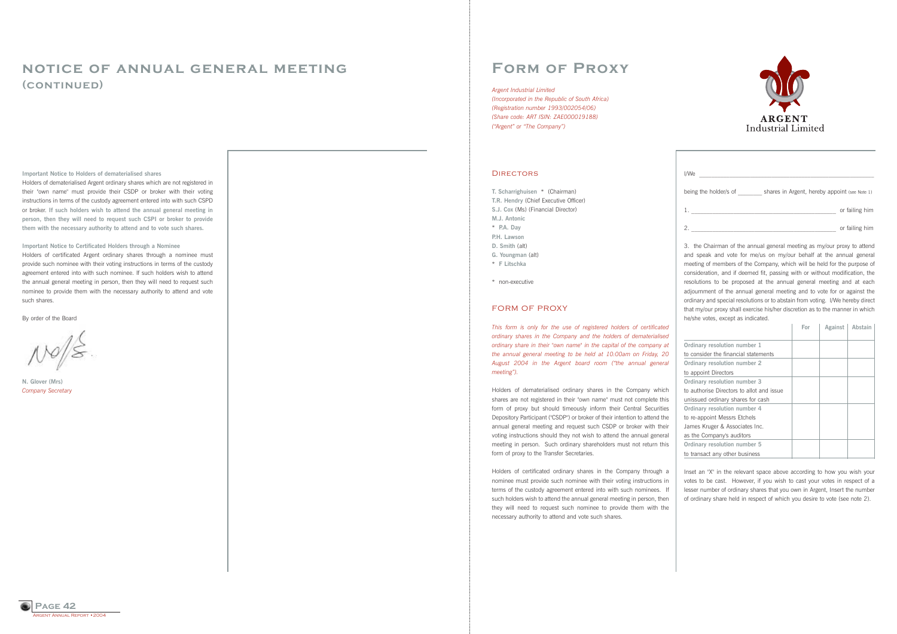# NOTICE OF ANNUAL GENERAL MEETING (CONTINUED)

**Important Notice to Holders of dematerialised shares**

Holders of dematerialised Argent ordinary shares which are not registered in their "own name" must provide their CSDP or broker with their voting instructions in terms of the custody agreement entered into with such CSPD or broker. **If such holders wish to attend the annual general meeting in person, then they will need to request such CSPI or broker to provide them with the necessary authority to attend and to vote such shares.**

**Important Notice to Certificated Holders through a Nominee**

Holders of certificated Argent ordinary shares through a nominee must provide such nominee with their voting instructions in terms of the custody agreement entered into with such nominee. If such holders wish to attend the annual general meeting in person, then they will need to request such nominee to provide them with the necessary authority to attend and vote such shares.

By order of the Board

**N. Glover (Mrs)**
*Company Secretary*

# FORM OF PROXY

*Argent Industrial Limited*
*(Incorporated in the Republic of South Africa)*
*(Registration number 1993/002054/06)*
*(Share code: ART ISIN: ZAE000019188)*
*("Argent" or "The Company")*

ARGENT
Industrial Limited

## DIRECTORS

**T. Scharrighuisen** * (Chairman)
**T.R. Hendry** (Chief Executive Officer)
**S.J. Cox** (Ms) (Financial Director)
**M.J. Antonic**
* **P.A. Day**
**P.H. Lawson**
**D. Smith** (alt)
**G. Youngman** (alt)
* **F Litschka**

* non-executive

## FORM OF PROXY

*This form is only for the use of registered holders of certificated ordinary shares in the Company and the holders of dematerialised ordinary share in their "own name" in the capital of the company at the annual general meeting to be held at 10:00am on Friday, 20 August 2004 in the Argent board room ("the annual general meeting").*

Holders of dematerialised ordinary shares in the Company which shares are not registered in their "own name" must not complete this form of proxy but should timeously inform their Central Securities Depository Participant ("CSDP") or broker of their intention to attend the annual general meeting and request such CSDP or broker with their voting instructions should they not wish to attend the annual general meeting in person. Such ordinary shareholders must not return this form of proxy to the Transfer Secretaries.

Holders of certificated ordinary shares in the Company through a nominee must provide such nominee with their voting instructions in terms of the custody agreement entered into with such nominees. If such holders wish to attend the annual general meeting in person, then they will need to request such nominee to provide them with the necessary authority to attend and vote such shares.

I/We ____________________________________________

being the holder/s of _______ shares in Argent, hereby appoint (see Note 1)

1. ____________________________________________ or failing him

2. ____________________________________________ or failing him

3. the Chairman of the annual general meeting as my/our proxy to attend and speak and vote for me/us on my/our behalf at the annual general meeting of members of the Company, which will be held for the purpose of consideration, and if deemed fit, passing with or without modification, the resolutions to be proposed at the annual general meeting and at each adjournment of the annual general meeting and to vote for or against the ordinary and special resolutions or to abstain from voting. I/We hereby direct that my/our proxy shall exercise his/her discretion as to the manner in which he/she votes, except as indicated.

| | For | Against | Abstain |
|---|---|---|---|
| **Ordinary resolution number 1** to consider the financial statements | | | |
| **Ordinary resolution number 2** to appoint Directors | | | |
| **Ordinary resolution number 3** to authorise Directors to allot and issue unissued ordinary shares for cash | | | |
| **Ordinary resolution number 4** to re-appoint Messrs Etchels James Kruger & Associates Inc. as the Company's auditors | | | |
| **Ordinary resolution number 5** to transact any other business | | | |

Inset an "X" in the relevant space above according to how you wish your votes to be cast. However, if you wish to cast your votes in respect of a lesser number of ordinary shares that you own in Argent, Insert the number of ordinary share held in respect of which you desire to vote (see note 2).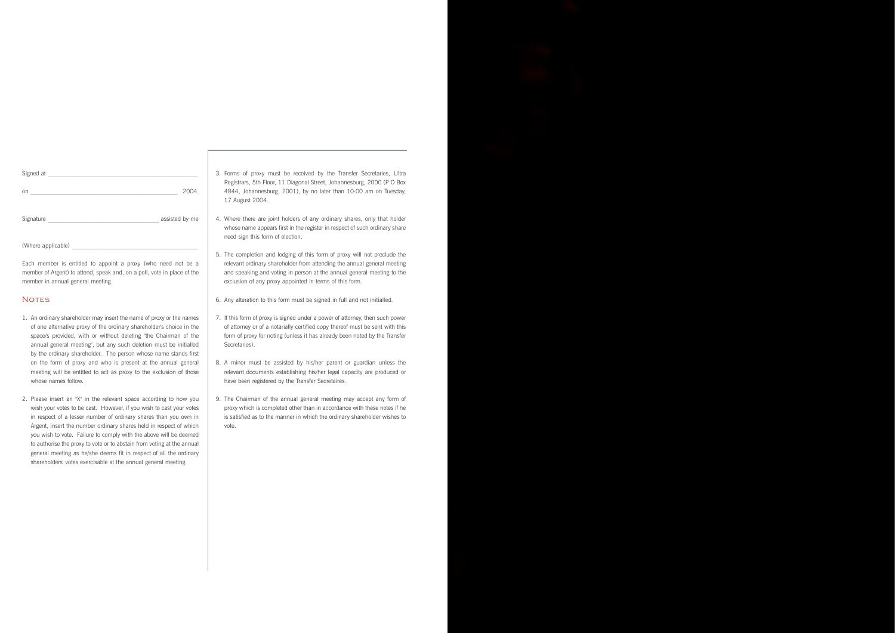Signed at ____________________________________________

on ____________________________________________ 2004.

Signature ________________________________ assisted by me

(Where applicable) ____________________________________

Each member is entitled to appoint a proxy (who need not be a member of Argent) to attend, speak and, on a poll, vote in place of the member in annual general meeting.

## Notes

1. An ordinary shareholder may insert the name of proxy or the names of one alternative proxy of the ordinary shareholder's choice in the space/s provided, with or without deleting "the Chairman of the annual general meeting", but any such deletion must be initialled by the ordinary shareholder. The person whose name stands first on the form of proxy and who is present at the annual general meeting will be entitled to act as proxy to the exclusion of those whose names follow.

2. Please insert an "X" in the relevant space according to how you wish your votes to be cast. However, if you wish to cast your votes in respect of a lesser number of ordinary shares than you own in Argent, insert the number ordinary shares held in respect of which you wish to vote. Failure to comply with the above will be deemed to authorise the proxy to vote or to abstain from voting at the annual general meeting as he/she deems fit in respect of all the ordinary shareholders' votes exercisable at the annual general meeting.

3. Forms of proxy must be received by the Transfer Secretaries, Ultra Registrars, 5th Floor, 11 Diagonal Street, Johannesburg, 2000 (P O Box 4844, Johannesburg, 2001), by no later than 10:00 am on Tuesday, 17 August 2004.

4. Where there are joint holders of any ordinary shares, only that holder whose name appears first in the register in respect of such ordinary share need sign this form of election.

5. The completion and lodging of this form of proxy will not preclude the relevant ordinary shareholder from attending the annual general meeting and speaking and voting in person at the annual general meeting to the exclusion of any proxy appointed in terms of this form.

6. Any alteration to this form must be signed in full and not initialled.

7. If this form of proxy is signed under a power of attorney, then such power of attorney or of a notarially certified copy thereof must be sent with this form of proxy for noting (unless it has already been noted by the Transfer Secretaries).

8. A minor must be assisted by his/her parent or guardian unless the relevant documents establishing his/her legal capacity are produced or have been registered by the Transfer Secretaires.

9. The Chairman of the annual general meeting may accept any form of proxy which is completed other than in accordance with these notes if he is satisfied as to the manner in which the ordinary shareholder wishes to vote.